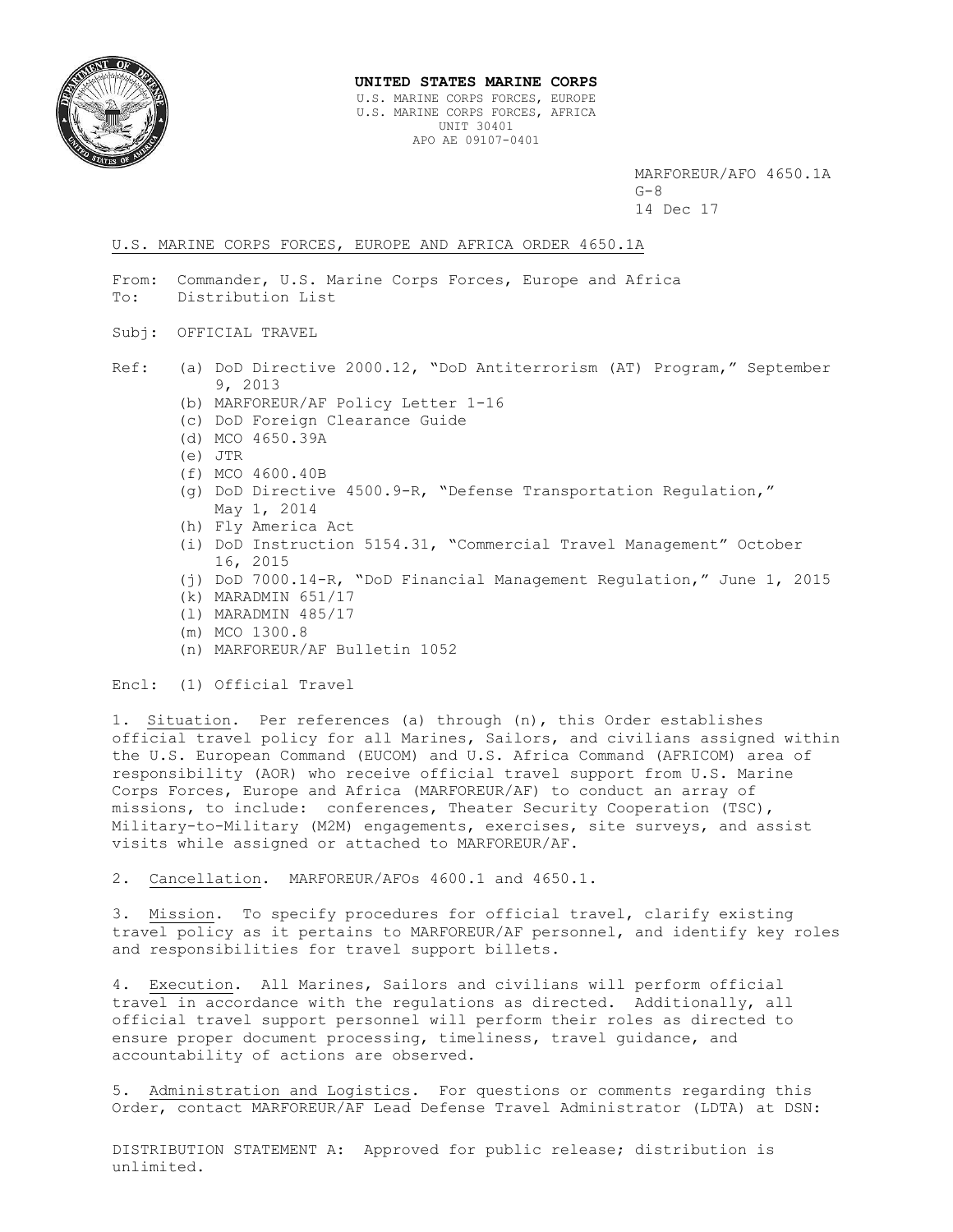**UNITED STATES MARINE CORPS**
U.S. MARINE CORPS FORCES, EUROPE
U.S. MARINE CORPS FORCES, AFRICA
UNIT 30401
APO AE 09107-0401

MARFOREUR/AFO 4650.1A
G-8
14 Dec 17

U.S. MARINE CORPS FORCES, EUROPE AND AFRICA ORDER 4650.1A

From: Commander, U.S. Marine Corps Forces, Europe and Africa
To: Distribution List

Subj: OFFICIAL TRAVEL

Ref:
(a) DoD Directive 2000.12, "DoD Antiterrorism (AT) Program," September 9, 2013
(b) MARFOREUR/AF Policy Letter 1-16
(c) DoD Foreign Clearance Guide
(d) MCO 4650.39A
(e) JTR
(f) MCO 4600.40B
(g) DoD Directive 4500.9-R, "Defense Transportation Regulation," May 1, 2014
(h) Fly America Act
(i) DoD Instruction 5154.31, "Commercial Travel Management" October 16, 2015
(j) DoD 7000.14-R, "DoD Financial Management Regulation," June 1, 2015
(k) MARADMIN 651/17
(l) MARADMIN 485/17
(m) MCO 1300.8
(n) MARFOREUR/AF Bulletin 1052

Encl: (1) Official Travel

1. Situation. Per references (a) through (n), this Order establishes official travel policy for all Marines, Sailors, and civilians assigned within the U.S. European Command (EUCOM) and U.S. Africa Command (AFRICOM) area of responsibility (AOR) who receive official travel support from U.S. Marine Corps Forces, Europe and Africa (MARFOREUR/AF) to conduct an array of missions, to include: conferences, Theater Security Cooperation (TSC), Military-to-Military (M2M) engagements, exercises, site surveys, and assist visits while assigned or attached to MARFOREUR/AF.

2. Cancellation. MARFOREUR/AFOs 4600.1 and 4650.1.

3. Mission. To specify procedures for official travel, clarify existing travel policy as it pertains to MARFOREUR/AF personnel, and identify key roles and responsibilities for travel support billets.

4. Execution. All Marines, Sailors and civilians will perform official travel in accordance with the regulations as directed. Additionally, all official travel support personnel will perform their roles as directed to ensure proper document processing, timeliness, travel guidance, and accountability of actions are observed.

5. Administration and Logistics. For questions or comments regarding this Order, contact MARFOREUR/AF Lead Defense Travel Administrator (LDTA) at DSN:

DISTRIBUTION STATEMENT A: Approved for public release; distribution is unlimited.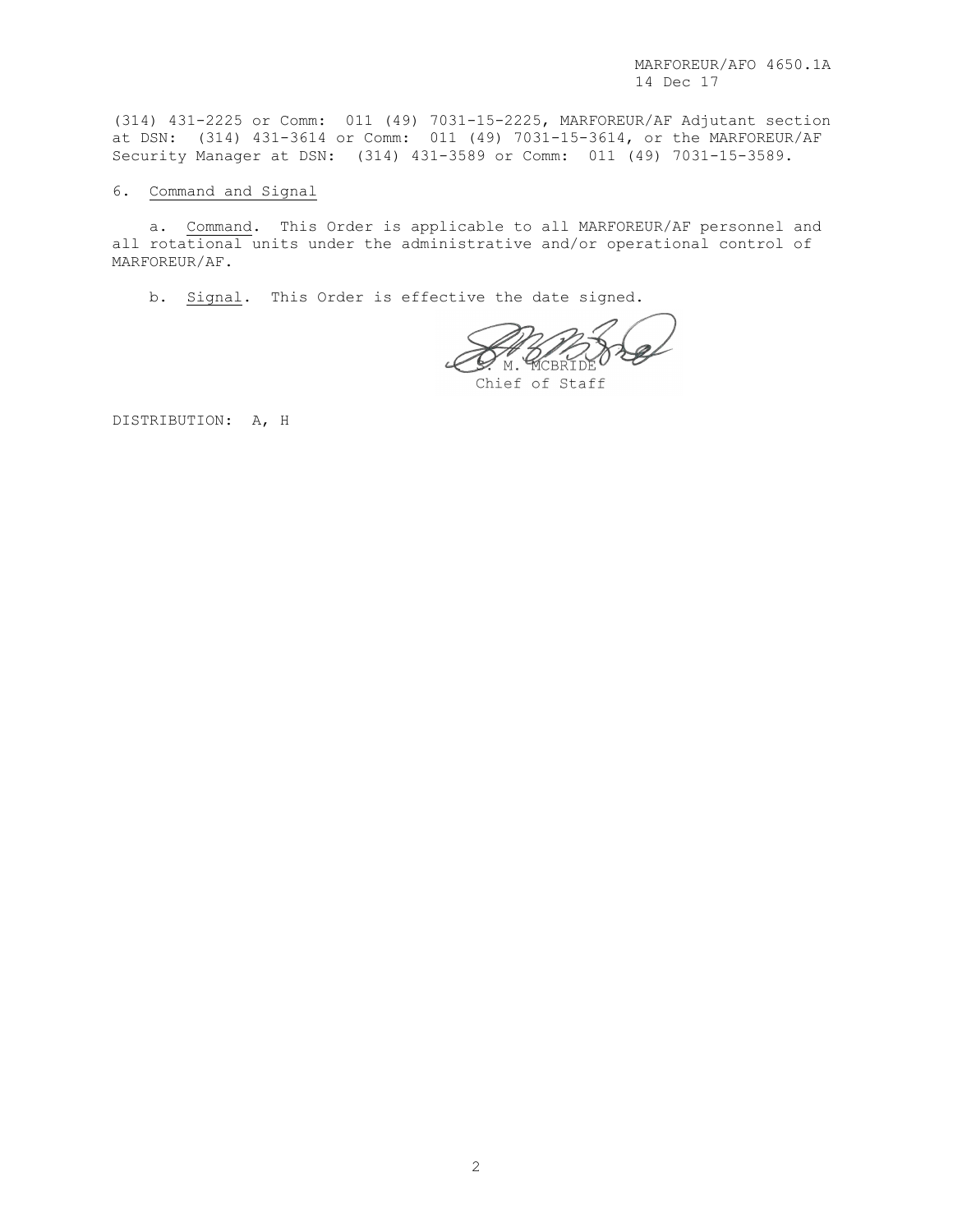(314) 431-2225 or Comm: 011 (49) 7031-15-2225, MARFOREUR/AF Adjutant section at DSN: (314) 431-3614 or Comm: 011 (49) 7031-15-3614, or the MARFOREUR/AF Security Manager at DSN: (314) 431-3589 or Comm: 011 (49) 7031-15-3589.

6. Command and Signal

a. Command. This Order is applicable to all MARFOREUR/AF personnel and all rotational units under the administrative and/or operational control of MARFOREUR/AF.

b. Signal. This Order is effective the date signed.

S. M. MCBRIDE
Chief of Staff

DISTRIBUTION: A, H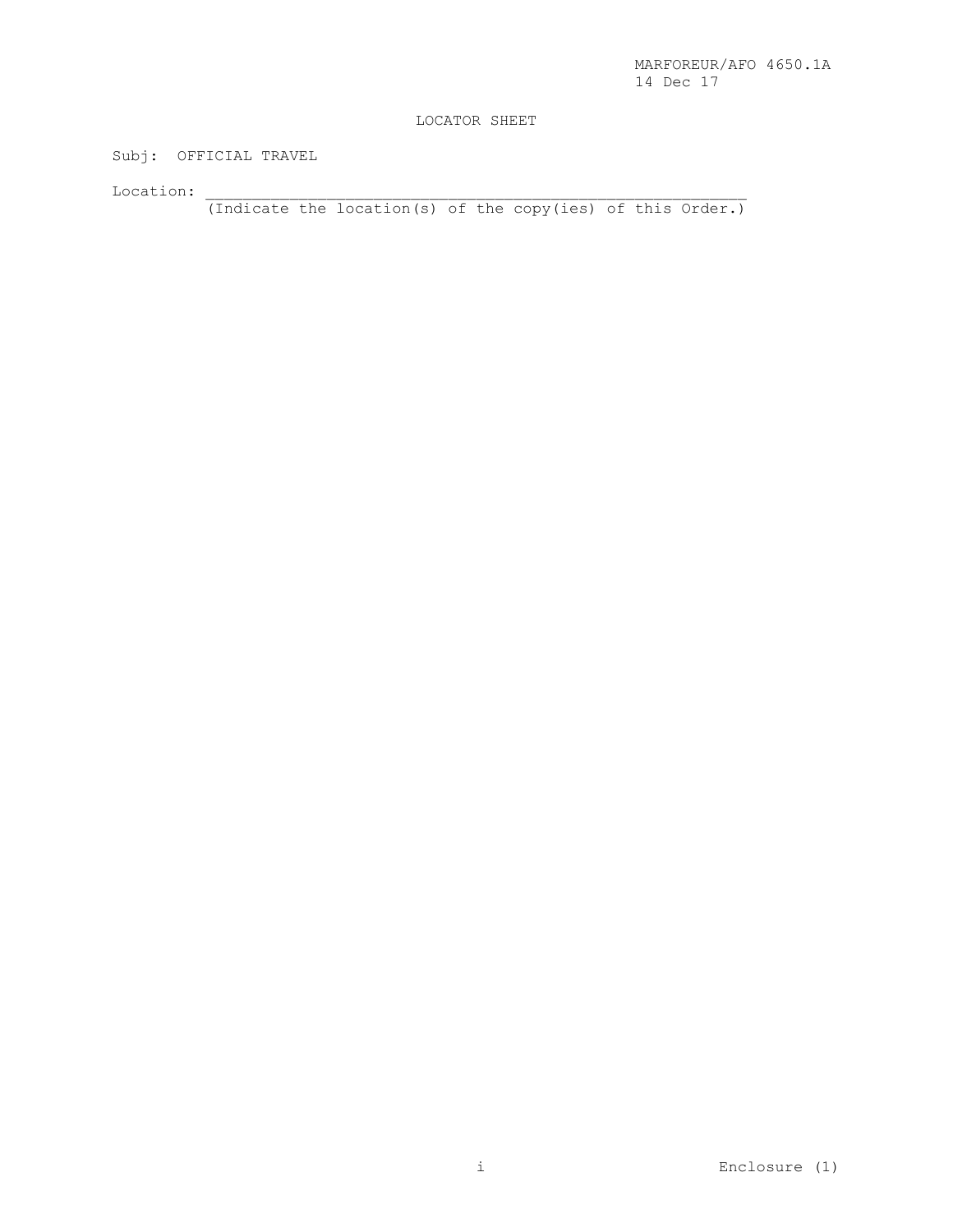LOCATOR SHEET

Subj: OFFICIAL TRAVEL

Location: ____________________________________________________________
(Indicate the location(s) of the copy(ies) of this Order.)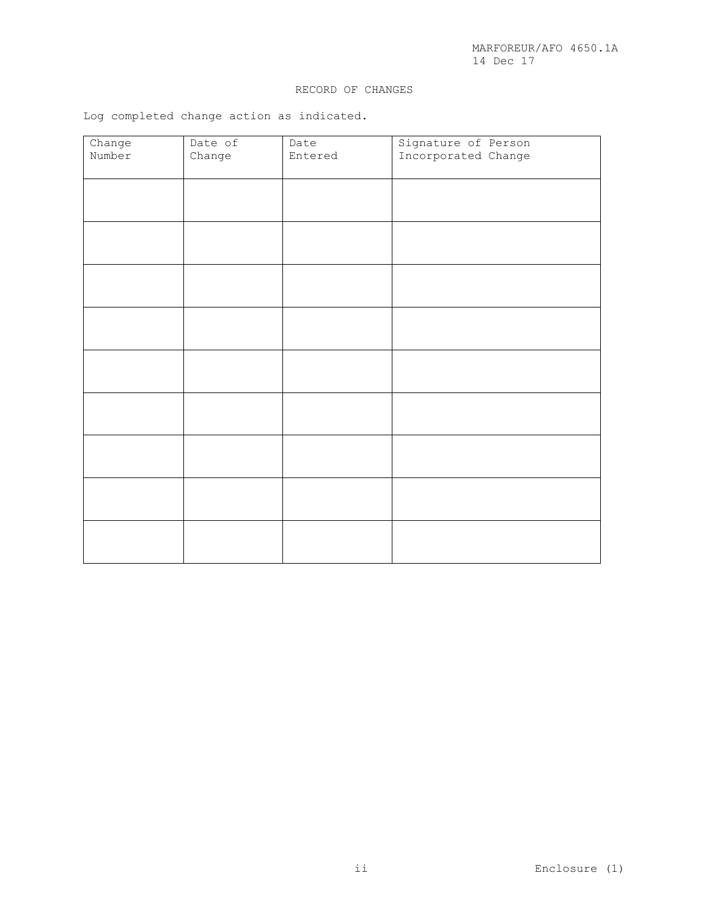RECORD OF CHANGES

Log completed change action as indicated.

| Change Number | Date of Change | Date Entered | Signature of Person Incorporated Change |
|---|---|---|---|
| | | | |
| | | | |
| | | | |
| | | | |
| | | | |
| | | | |
| | | | |
| | | | |
| | | | |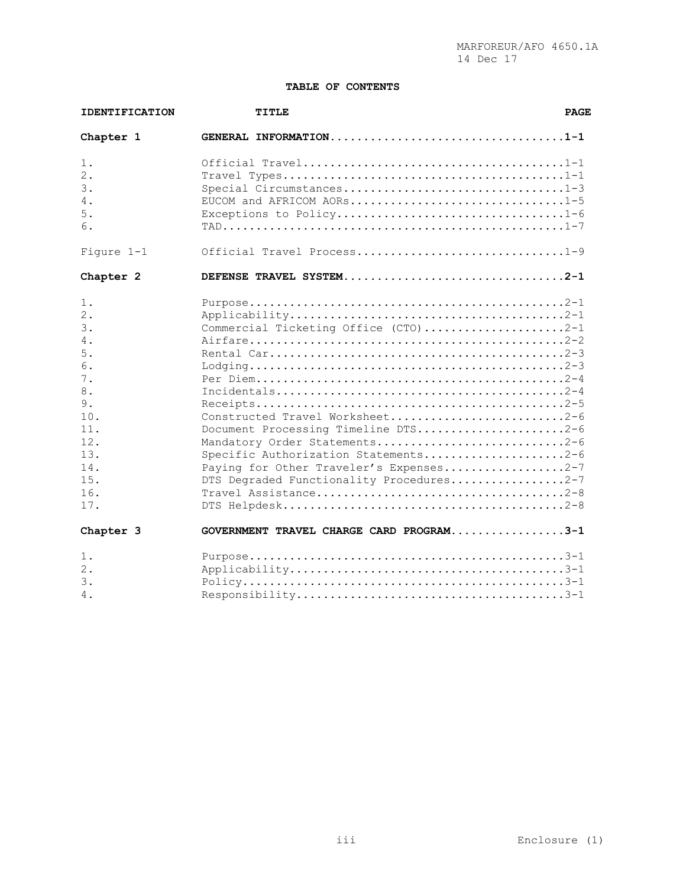## TABLE OF CONTENTS

| IDENTIFICATION | TITLE | PAGE |
|---|---|---|
| **Chapter 1** | **GENERAL INFORMATION** | **1-1** |
| 1. | Official Travel | 1-1 |
| 2. | Travel Types | 1-1 |
| 3. | Special Circumstances | 1-3 |
| 4. | EUCOM and AFRICOM AORs | 1-5 |
| 5. | Exceptions to Policy | 1-6 |
| 6. | TAD | 1-7 |
| Figure 1-1 | Official Travel Process | 1-9 |
| **Chapter 2** | **DEFENSE TRAVEL SYSTEM** | **2-1** |
| 1. | Purpose | 2-1 |
| 2. | Applicability | 2-1 |
| 3. | Commercial Ticketing Office (CTO) | 2-1 |
| 4. | Airfare | 2-2 |
| 5. | Rental Car | 2-3 |
| 6. | Lodging | 2-3 |
| 7. | Per Diem | 2-4 |
| 8. | Incidentals | 2-4 |
| 9. | Receipts | 2-5 |
| 10. | Constructed Travel Worksheet | 2-6 |
| 11. | Document Processing Timeline DTS | 2-6 |
| 12. | Mandatory Order Statements | 2-6 |
| 13. | Specific Authorization Statements | 2-6 |
| 14. | Paying for Other Traveler's Expenses | 2-7 |
| 15. | DTS Degraded Functionality Procedures | 2-7 |
| 16. | Travel Assistance | 2-8 |
| 17. | DTS Helpdesk | 2-8 |
| **Chapter 3** | **GOVERNMENT TRAVEL CHARGE CARD PROGRAM** | **3-1** |
| 1. | Purpose | 3-1 |
| 2. | Applicability | 3-1 |
| 3. | Policy | 3-1 |
| 4. | Responsibility | 3-1 |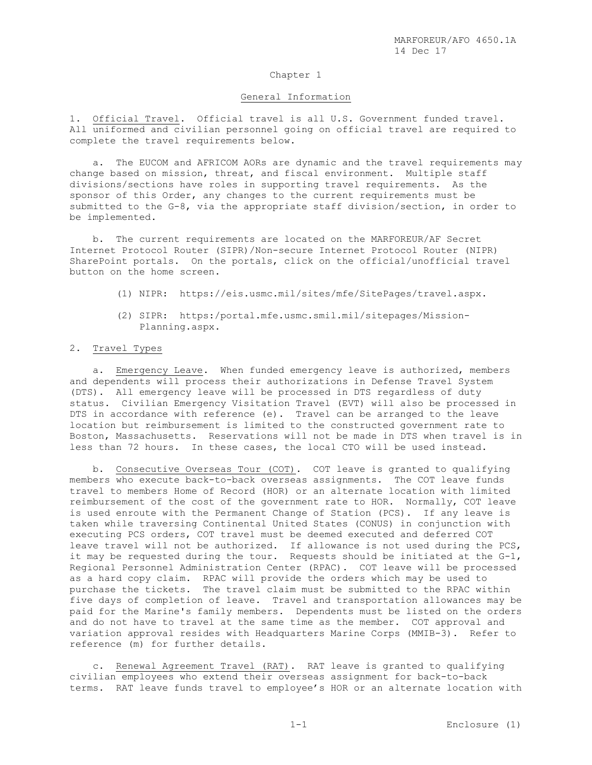Chapter 1

General Information

1. Official Travel. Official travel is all U.S. Government funded travel. All uniformed and civilian personnel going on official travel are required to complete the travel requirements below.

   a. The EUCOM and AFRICOM AORs are dynamic and the travel requirements may change based on mission, threat, and fiscal environment. Multiple staff divisions/sections have roles in supporting travel requirements. As the sponsor of this Order, any changes to the current requirements must be submitted to the G-8, via the appropriate staff division/section, in order to be implemented.

   b. The current requirements are located on the MARFOREUR/AF Secret Internet Protocol Router (SIPR)/Non-secure Internet Protocol Router (NIPR) SharePoint portals. On the portals, click on the official/unofficial travel button on the home screen.

      (1) NIPR: https://eis.usmc.mil/sites/mfe/SitePages/travel.aspx.

      (2) SIPR: https:/portal.mfe.usmc.smil.mil/sitepages/Mission-Planning.aspx.

2. Travel Types

   a. Emergency Leave. When funded emergency leave is authorized, members and dependents will process their authorizations in Defense Travel System (DTS). All emergency leave will be processed in DTS regardless of duty status. Civilian Emergency Visitation Travel (EVT) will also be processed in DTS in accordance with reference (e). Travel can be arranged to the leave location but reimbursement is limited to the constructed government rate to Boston, Massachusetts. Reservations will not be made in DTS when travel is in less than 72 hours. In these cases, the local CTO will be used instead.

   b. Consecutive Overseas Tour (COT). COT leave is granted to qualifying members who execute back-to-back overseas assignments. The COT leave funds travel to members Home of Record (HOR) or an alternate location with limited reimbursement of the cost of the government rate to HOR. Normally, COT leave is used enroute with the Permanent Change of Station (PCS). If any leave is taken while traversing Continental United States (CONUS) in conjunction with executing PCS orders, COT travel must be deemed executed and deferred COT leave travel will not be authorized. If allowance is not used during the PCS, it may be requested during the tour. Requests should be initiated at the G-1, Regional Personnel Administration Center (RPAC). COT leave will be processed as a hard copy claim. RPAC will provide the orders which may be used to purchase the tickets. The travel claim must be submitted to the RPAC within five days of completion of leave. Travel and transportation allowances may be paid for the Marine's family members. Dependents must be listed on the orders and do not have to travel at the same time as the member. COT approval and variation approval resides with Headquarters Marine Corps (MMIB-3). Refer to reference (m) for further details.

   c. Renewal Agreement Travel (RAT). RAT leave is granted to qualifying civilian employees who extend their overseas assignment for back-to-back terms. RAT leave funds travel to employee's HOR or an alternate location with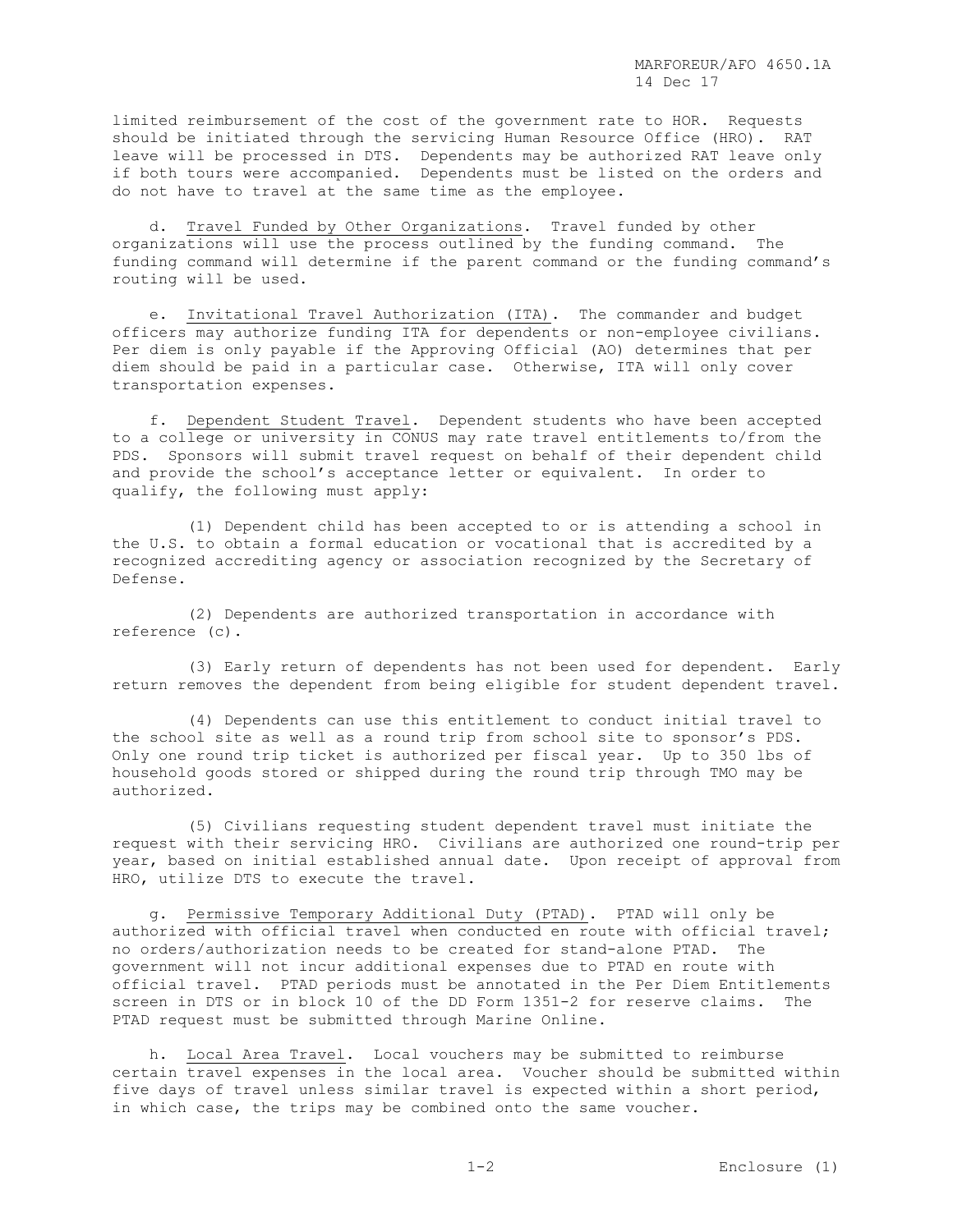limited reimbursement of the cost of the government rate to HOR. Requests should be initiated through the servicing Human Resource Office (HRO). RAT leave will be processed in DTS. Dependents may be authorized RAT leave only if both tours were accompanied. Dependents must be listed on the orders and do not have to travel at the same time as the employee.

d. Travel Funded by Other Organizations. Travel funded by other organizations will use the process outlined by the funding command. The funding command will determine if the parent command or the funding command's routing will be used.

e. Invitational Travel Authorization (ITA). The commander and budget officers may authorize funding ITA for dependents or non-employee civilians. Per diem is only payable if the Approving Official (AO) determines that per diem should be paid in a particular case. Otherwise, ITA will only cover transportation expenses.

f. Dependent Student Travel. Dependent students who have been accepted to a college or university in CONUS may rate travel entitlements to/from the PDS. Sponsors will submit travel request on behalf of their dependent child and provide the school's acceptance letter or equivalent. In order to qualify, the following must apply:

(1) Dependent child has been accepted to or is attending a school in the U.S. to obtain a formal education or vocational that is accredited by a recognized accrediting agency or association recognized by the Secretary of Defense.

(2) Dependents are authorized transportation in accordance with reference (c).

(3) Early return of dependents has not been used for dependent. Early return removes the dependent from being eligible for student dependent travel.

(4) Dependents can use this entitlement to conduct initial travel to the school site as well as a round trip from school site to sponsor's PDS. Only one round trip ticket is authorized per fiscal year. Up to 350 lbs of household goods stored or shipped during the round trip through TMO may be authorized.

(5) Civilians requesting student dependent travel must initiate the request with their servicing HRO. Civilians are authorized one round-trip per year, based on initial established annual date. Upon receipt of approval from HRO, utilize DTS to execute the travel.

g. Permissive Temporary Additional Duty (PTAD). PTAD will only be authorized with official travel when conducted en route with official travel; no orders/authorization needs to be created for stand-alone PTAD. The government will not incur additional expenses due to PTAD en route with official travel. PTAD periods must be annotated in the Per Diem Entitlements screen in DTS or in block 10 of the DD Form 1351-2 for reserve claims. The PTAD request must be submitted through Marine Online.

h. Local Area Travel. Local vouchers may be submitted to reimburse certain travel expenses in the local area. Voucher should be submitted within five days of travel unless similar travel is expected within a short period, in which case, the trips may be combined onto the same voucher.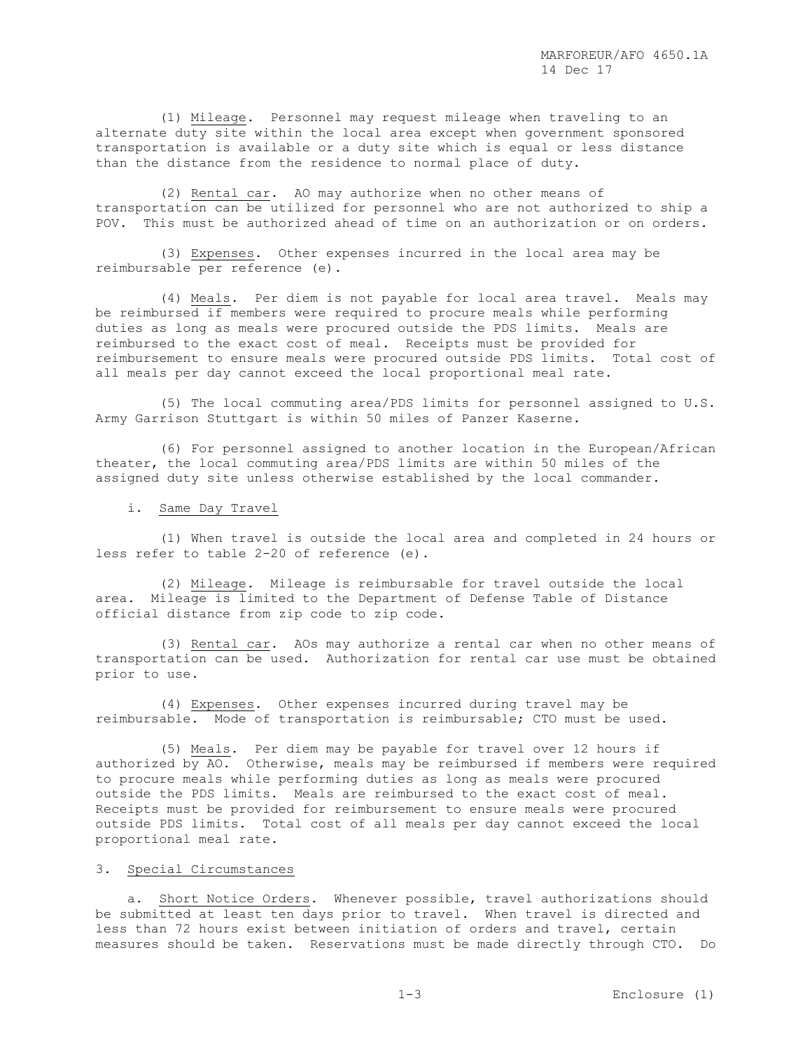(1) Mileage. Personnel may request mileage when traveling to an alternate duty site within the local area except when government sponsored transportation is available or a duty site which is equal or less distance than the distance from the residence to normal place of duty.

(2) Rental car. AO may authorize when no other means of transportation can be utilized for personnel who are not authorized to ship a POV. This must be authorized ahead of time on an authorization or on orders.

(3) Expenses. Other expenses incurred in the local area may be reimbursable per reference (e).

(4) Meals. Per diem is not payable for local area travel. Meals may be reimbursed if members were required to procure meals while performing duties as long as meals were procured outside the PDS limits. Meals are reimbursed to the exact cost of meal. Receipts must be provided for reimbursement to ensure meals were procured outside PDS limits. Total cost of all meals per day cannot exceed the local proportional meal rate.

(5) The local commuting area/PDS limits for personnel assigned to U.S. Army Garrison Stuttgart is within 50 miles of Panzer Kaserne.

(6) For personnel assigned to another location in the European/African theater, the local commuting area/PDS limits are within 50 miles of the assigned duty site unless otherwise established by the local commander.

i. Same Day Travel

(1) When travel is outside the local area and completed in 24 hours or less refer to table 2-20 of reference (e).

(2) Mileage. Mileage is reimbursable for travel outside the local area. Mileage is limited to the Department of Defense Table of Distance official distance from zip code to zip code.

(3) Rental car. AOs may authorize a rental car when no other means of transportation can be used. Authorization for rental car use must be obtained prior to use.

(4) Expenses. Other expenses incurred during travel may be reimbursable. Mode of transportation is reimbursable; CTO must be used.

(5) Meals. Per diem may be payable for travel over 12 hours if authorized by AO. Otherwise, meals may be reimbursed if members were required to procure meals while performing duties as long as meals were procured outside the PDS limits. Meals are reimbursed to the exact cost of meal. Receipts must be provided for reimbursement to ensure meals were procured outside PDS limits. Total cost of all meals per day cannot exceed the local proportional meal rate.

3. Special Circumstances

a. Short Notice Orders. Whenever possible, travel authorizations should be submitted at least ten days prior to travel. When travel is directed and less than 72 hours exist between initiation of orders and travel, certain measures should be taken. Reservations must be made directly through CTO. Do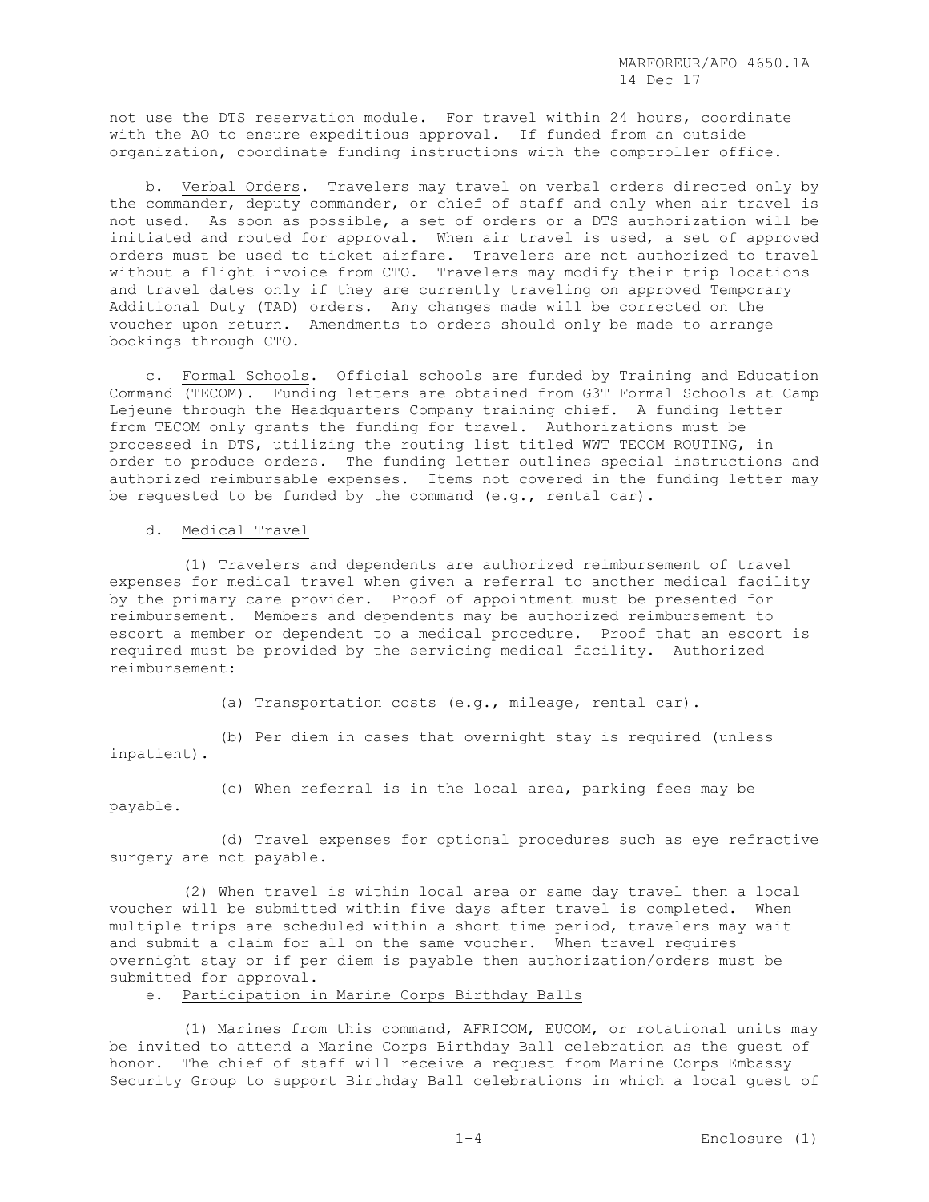not use the DTS reservation module. For travel within 24 hours, coordinate with the AO to ensure expeditious approval. If funded from an outside organization, coordinate funding instructions with the comptroller office.

b. Verbal Orders. Travelers may travel on verbal orders directed only by the commander, deputy commander, or chief of staff and only when air travel is not used. As soon as possible, a set of orders or a DTS authorization will be initiated and routed for approval. When air travel is used, a set of approved orders must be used to ticket airfare. Travelers are not authorized to travel without a flight invoice from CTO. Travelers may modify their trip locations and travel dates only if they are currently traveling on approved Temporary Additional Duty (TAD) orders. Any changes made will be corrected on the voucher upon return. Amendments to orders should only be made to arrange bookings through CTO.

c. Formal Schools. Official schools are funded by Training and Education Command (TECOM). Funding letters are obtained from G3T Formal Schools at Camp Lejeune through the Headquarters Company training chief. A funding letter from TECOM only grants the funding for travel. Authorizations must be processed in DTS, utilizing the routing list titled WWT TECOM ROUTING, in order to produce orders. The funding letter outlines special instructions and authorized reimbursable expenses. Items not covered in the funding letter may be requested to be funded by the command (e.g., rental car).

d. Medical Travel

(1) Travelers and dependents are authorized reimbursement of travel expenses for medical travel when given a referral to another medical facility by the primary care provider. Proof of appointment must be presented for reimbursement. Members and dependents may be authorized reimbursement to escort a member or dependent to a medical procedure. Proof that an escort is required must be provided by the servicing medical facility. Authorized reimbursement:

(a) Transportation costs (e.g., mileage, rental car).

(b) Per diem in cases that overnight stay is required (unless inpatient).

(c) When referral is in the local area, parking fees may be payable.

(d) Travel expenses for optional procedures such as eye refractive surgery are not payable.

(2) When travel is within local area or same day travel then a local voucher will be submitted within five days after travel is completed. When multiple trips are scheduled within a short time period, travelers may wait and submit a claim for all on the same voucher. When travel requires overnight stay or if per diem is payable then authorization/orders must be submitted for approval.

e. Participation in Marine Corps Birthday Balls

(1) Marines from this command, AFRICOM, EUCOM, or rotational units may be invited to attend a Marine Corps Birthday Ball celebration as the guest of honor. The chief of staff will receive a request from Marine Corps Embassy Security Group to support Birthday Ball celebrations in which a local guest of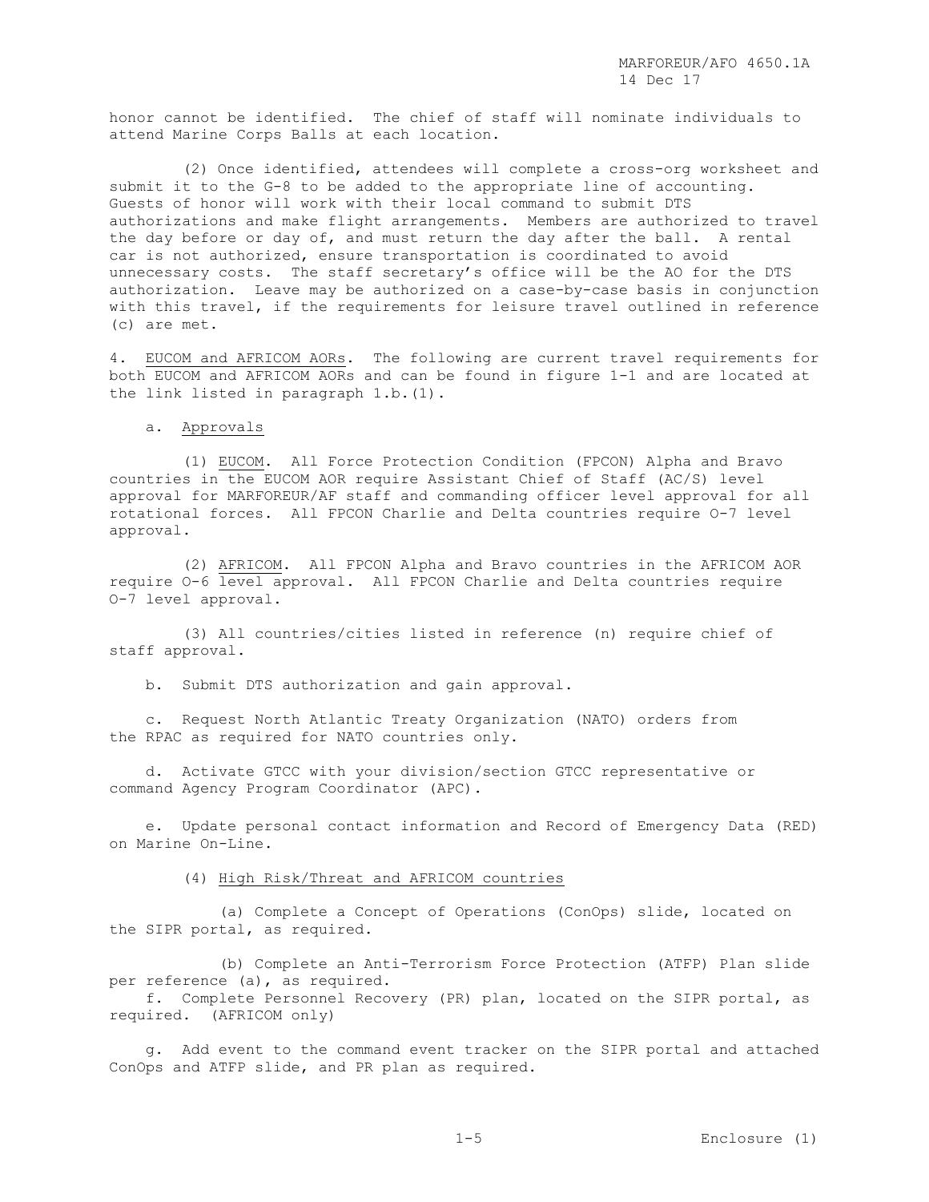honor cannot be identified. The chief of staff will nominate individuals to attend Marine Corps Balls at each location.

(2) Once identified, attendees will complete a cross-org worksheet and submit it to the G-8 to be added to the appropriate line of accounting. Guests of honor will work with their local command to submit DTS authorizations and make flight arrangements. Members are authorized to travel the day before or day of, and must return the day after the ball. A rental car is not authorized, ensure transportation is coordinated to avoid unnecessary costs. The staff secretary's office will be the AO for the DTS authorization. Leave may be authorized on a case-by-case basis in conjunction with this travel, if the requirements for leisure travel outlined in reference (c) are met.

4. EUCOM and AFRICOM AORs. The following are current travel requirements for both EUCOM and AFRICOM AORs and can be found in figure 1-1 and are located at the link listed in paragraph 1.b.(1).

a. Approvals

(1) EUCOM. All Force Protection Condition (FPCON) Alpha and Bravo countries in the EUCOM AOR require Assistant Chief of Staff (AC/S) level approval for MARFOREUR/AF staff and commanding officer level approval for all rotational forces. All FPCON Charlie and Delta countries require O-7 level approval.

(2) AFRICOM. All FPCON Alpha and Bravo countries in the AFRICOM AOR require O-6 level approval. All FPCON Charlie and Delta countries require O-7 level approval.

(3) All countries/cities listed in reference (n) require chief of staff approval.

b. Submit DTS authorization and gain approval.

c. Request North Atlantic Treaty Organization (NATO) orders from the RPAC as required for NATO countries only.

d. Activate GTCC with your division/section GTCC representative or command Agency Program Coordinator (APC).

e. Update personal contact information and Record of Emergency Data (RED) on Marine On-Line.

(4) High Risk/Threat and AFRICOM countries

(a) Complete a Concept of Operations (ConOps) slide, located on the SIPR portal, as required.

(b) Complete an Anti-Terrorism Force Protection (ATFP) Plan slide per reference (a), as required.

f. Complete Personnel Recovery (PR) plan, located on the SIPR portal, as required. (AFRICOM only)

g. Add event to the command event tracker on the SIPR portal and attached ConOps and ATFP slide, and PR plan as required.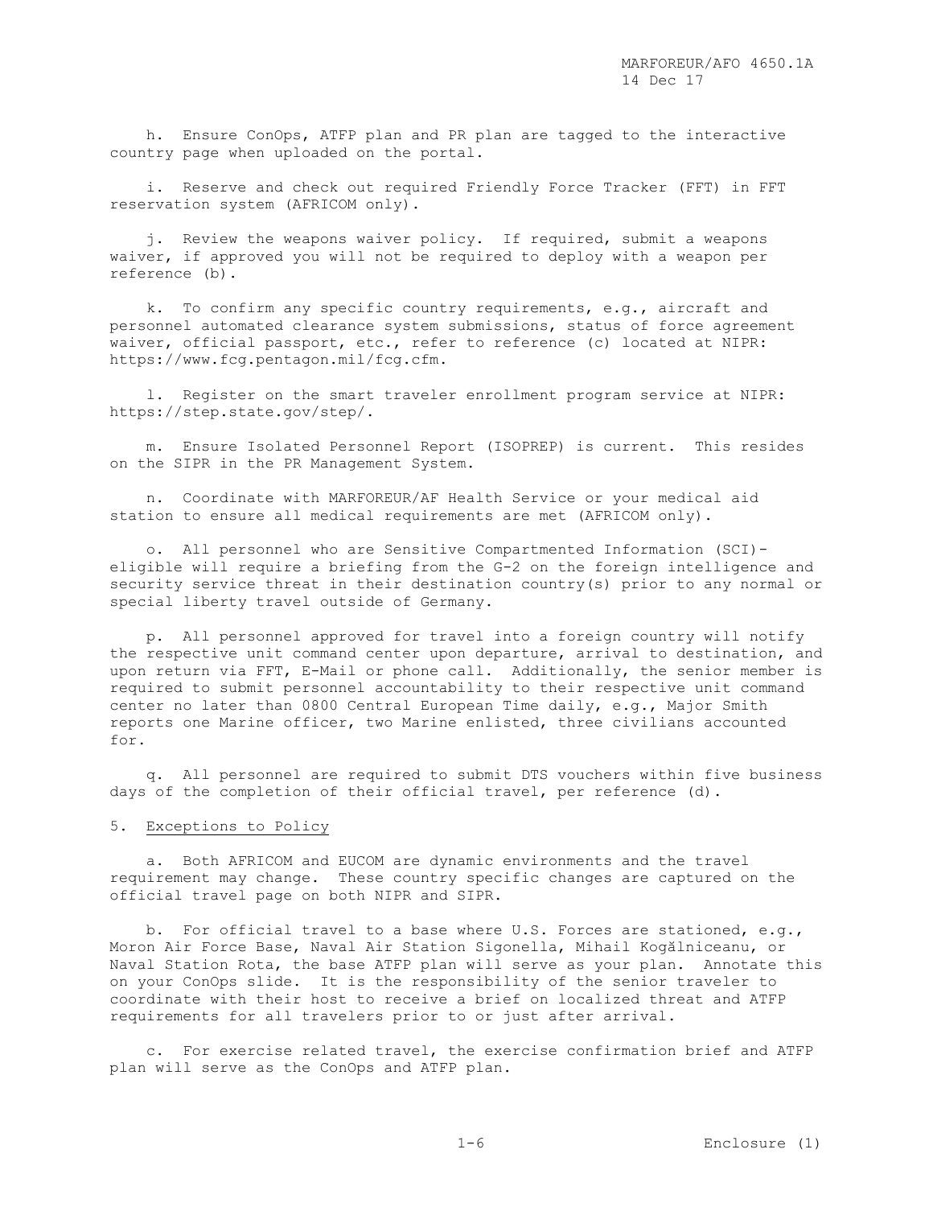h. Ensure ConOps, ATFP plan and PR plan are tagged to the interactive country page when uploaded on the portal.

i. Reserve and check out required Friendly Force Tracker (FFT) in FFT reservation system (AFRICOM only).

j. Review the weapons waiver policy. If required, submit a weapons waiver, if approved you will not be required to deploy with a weapon per reference (b).

k. To confirm any specific country requirements, e.g., aircraft and personnel automated clearance system submissions, status of force agreement waiver, official passport, etc., refer to reference (c) located at NIPR: https://www.fcg.pentagon.mil/fcg.cfm.

l. Register on the smart traveler enrollment program service at NIPR: https://step.state.gov/step/.

m. Ensure Isolated Personnel Report (ISOPREP) is current. This resides on the SIPR in the PR Management System.

n. Coordinate with MARFOREUR/AF Health Service or your medical aid station to ensure all medical requirements are met (AFRICOM only).

o. All personnel who are Sensitive Compartmented Information (SCI)-eligible will require a briefing from the G-2 on the foreign intelligence and security service threat in their destination country(s) prior to any normal or special liberty travel outside of Germany.

p. All personnel approved for travel into a foreign country will notify the respective unit command center upon departure, arrival to destination, and upon return via FFT, E-Mail or phone call. Additionally, the senior member is required to submit personnel accountability to their respective unit command center no later than 0800 Central European Time daily, e.g., Major Smith reports one Marine officer, two Marine enlisted, three civilians accounted for.

q. All personnel are required to submit DTS vouchers within five business days of the completion of their official travel, per reference (d).

5. Exceptions to Policy

a. Both AFRICOM and EUCOM are dynamic environments and the travel requirement may change. These country specific changes are captured on the official travel page on both NIPR and SIPR.

b. For official travel to a base where U.S. Forces are stationed, e.g., Moron Air Force Base, Naval Air Station Sigonella, Mihail Kogălniceanu, or Naval Station Rota, the base ATFP plan will serve as your plan. Annotate this on your ConOps slide. It is the responsibility of the senior traveler to coordinate with their host to receive a brief on localized threat and ATFP requirements for all travelers prior to or just after arrival.

c. For exercise related travel, the exercise confirmation brief and ATFP plan will serve as the ConOps and ATFP plan.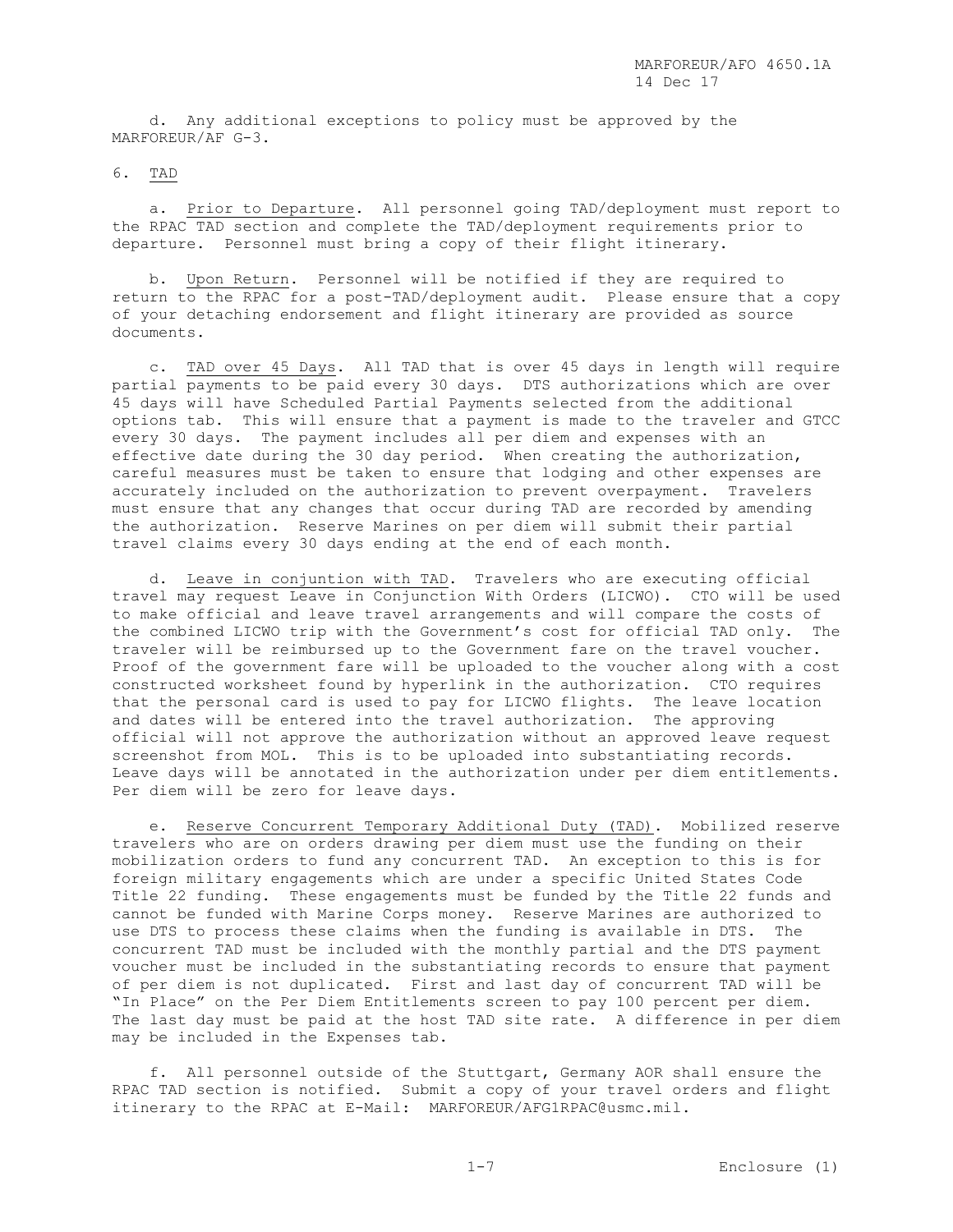d. Any additional exceptions to policy must be approved by the MARFOREUR/AF G-3.

6. TAD

a. Prior to Departure. All personnel going TAD/deployment must report to the RPAC TAD section and complete the TAD/deployment requirements prior to departure. Personnel must bring a copy of their flight itinerary.

b. Upon Return. Personnel will be notified if they are required to return to the RPAC for a post-TAD/deployment audit. Please ensure that a copy of your detaching endorsement and flight itinerary are provided as source documents.

c. TAD over 45 Days. All TAD that is over 45 days in length will require partial payments to be paid every 30 days. DTS authorizations which are over 45 days will have Scheduled Partial Payments selected from the additional options tab. This will ensure that a payment is made to the traveler and GTCC every 30 days. The payment includes all per diem and expenses with an effective date during the 30 day period. When creating the authorization, careful measures must be taken to ensure that lodging and other expenses are accurately included on the authorization to prevent overpayment. Travelers must ensure that any changes that occur during TAD are recorded by amending the authorization. Reserve Marines on per diem will submit their partial travel claims every 30 days ending at the end of each month.

d. Leave in conjuntion with TAD. Travelers who are executing official travel may request Leave in Conjunction With Orders (LICWO). CTO will be used to make official and leave travel arrangements and will compare the costs of the combined LICWO trip with the Government's cost for official TAD only. The traveler will be reimbursed up to the Government fare on the travel voucher. Proof of the government fare will be uploaded to the voucher along with a cost constructed worksheet found by hyperlink in the authorization. CTO requires that the personal card is used to pay for LICWO flights. The leave location and dates will be entered into the travel authorization. The approving official will not approve the authorization without an approved leave request screenshot from MOL. This is to be uploaded into substantiating records. Leave days will be annotated in the authorization under per diem entitlements. Per diem will be zero for leave days.

e. Reserve Concurrent Temporary Additional Duty (TAD). Mobilized reserve travelers who are on orders drawing per diem must use the funding on their mobilization orders to fund any concurrent TAD. An exception to this is for foreign military engagements which are under a specific United States Code Title 22 funding. These engagements must be funded by the Title 22 funds and cannot be funded with Marine Corps money. Reserve Marines are authorized to use DTS to process these claims when the funding is available in DTS. The concurrent TAD must be included with the monthly partial and the DTS payment voucher must be included in the substantiating records to ensure that payment of per diem is not duplicated. First and last day of concurrent TAD will be "In Place" on the Per Diem Entitlements screen to pay 100 percent per diem. The last day must be paid at the host TAD site rate. A difference in per diem may be included in the Expenses tab.

f. All personnel outside of the Stuttgart, Germany AOR shall ensure the RPAC TAD section is notified. Submit a copy of your travel orders and flight itinerary to the RPAC at E-Mail: MARFOREUR/AFG1RPAC@usmc.mil.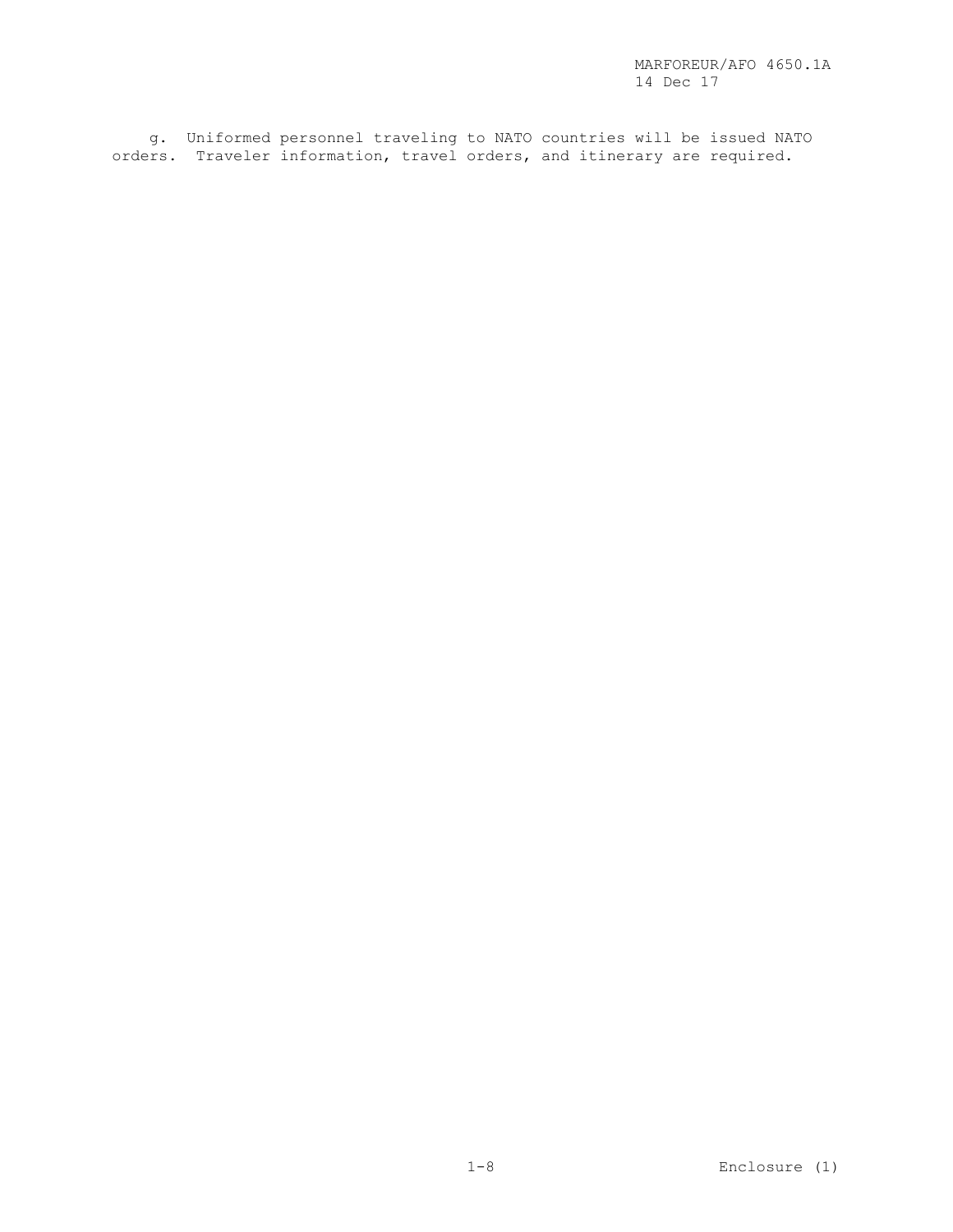g. Uniformed personnel traveling to NATO countries will be issued NATO orders. Traveler information, travel orders, and itinerary are required.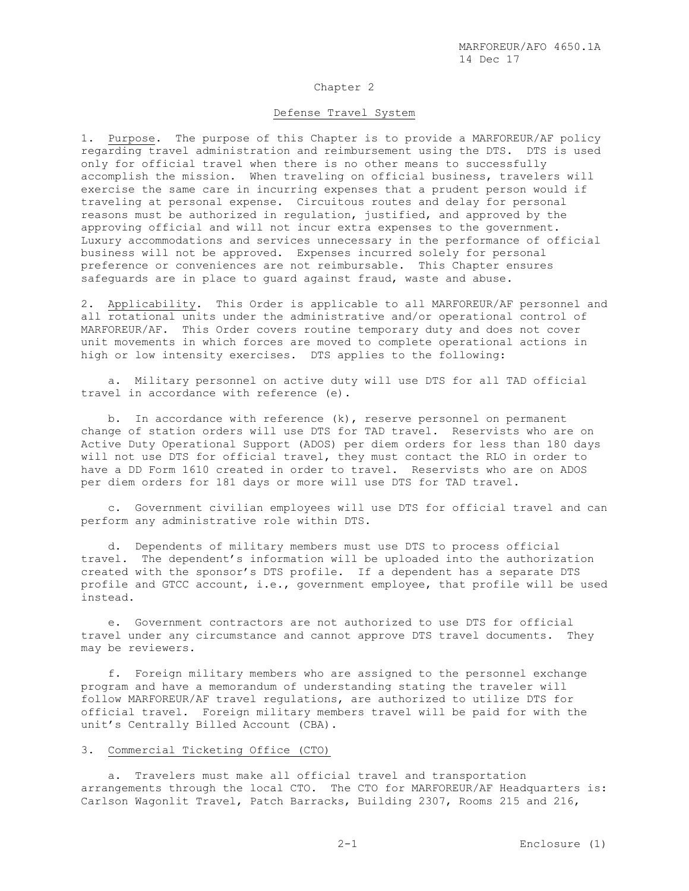## Chapter 2

### Defense Travel System

1. Purpose. The purpose of this Chapter is to provide a MARFOREUR/AF policy regarding travel administration and reimbursement using the DTS. DTS is used only for official travel when there is no other means to successfully accomplish the mission. When traveling on official business, travelers will exercise the same care in incurring expenses that a prudent person would if traveling at personal expense. Circuitous routes and delay for personal reasons must be authorized in regulation, justified, and approved by the approving official and will not incur extra expenses to the government. Luxury accommodations and services unnecessary in the performance of official business will not be approved. Expenses incurred solely for personal preference or conveniences are not reimbursable. This Chapter ensures safeguards are in place to guard against fraud, waste and abuse.

2. Applicability. This Order is applicable to all MARFOREUR/AF personnel and all rotational units under the administrative and/or operational control of MARFOREUR/AF. This Order covers routine temporary duty and does not cover unit movements in which forces are moved to complete operational actions in high or low intensity exercises. DTS applies to the following:

a. Military personnel on active duty will use DTS for all TAD official travel in accordance with reference (e).

b. In accordance with reference (k), reserve personnel on permanent change of station orders will use DTS for TAD travel. Reservists who are on Active Duty Operational Support (ADOS) per diem orders for less than 180 days will not use DTS for official travel, they must contact the RLO in order to have a DD Form 1610 created in order to travel. Reservists who are on ADOS per diem orders for 181 days or more will use DTS for TAD travel.

c. Government civilian employees will use DTS for official travel and can perform any administrative role within DTS.

d. Dependents of military members must use DTS to process official travel. The dependent's information will be uploaded into the authorization created with the sponsor's DTS profile. If a dependent has a separate DTS profile and GTCC account, i.e., government employee, that profile will be used instead.

e. Government contractors are not authorized to use DTS for official travel under any circumstance and cannot approve DTS travel documents. They may be reviewers.

f. Foreign military members who are assigned to the personnel exchange program and have a memorandum of understanding stating the traveler will follow MARFOREUR/AF travel regulations, are authorized to utilize DTS for official travel. Foreign military members travel will be paid for with the unit's Centrally Billed Account (CBA).

3. Commercial Ticketing Office (CTO)

a. Travelers must make all official travel and transportation arrangements through the local CTO. The CTO for MARFOREUR/AF Headquarters is: Carlson Wagonlit Travel, Patch Barracks, Building 2307, Rooms 215 and 216,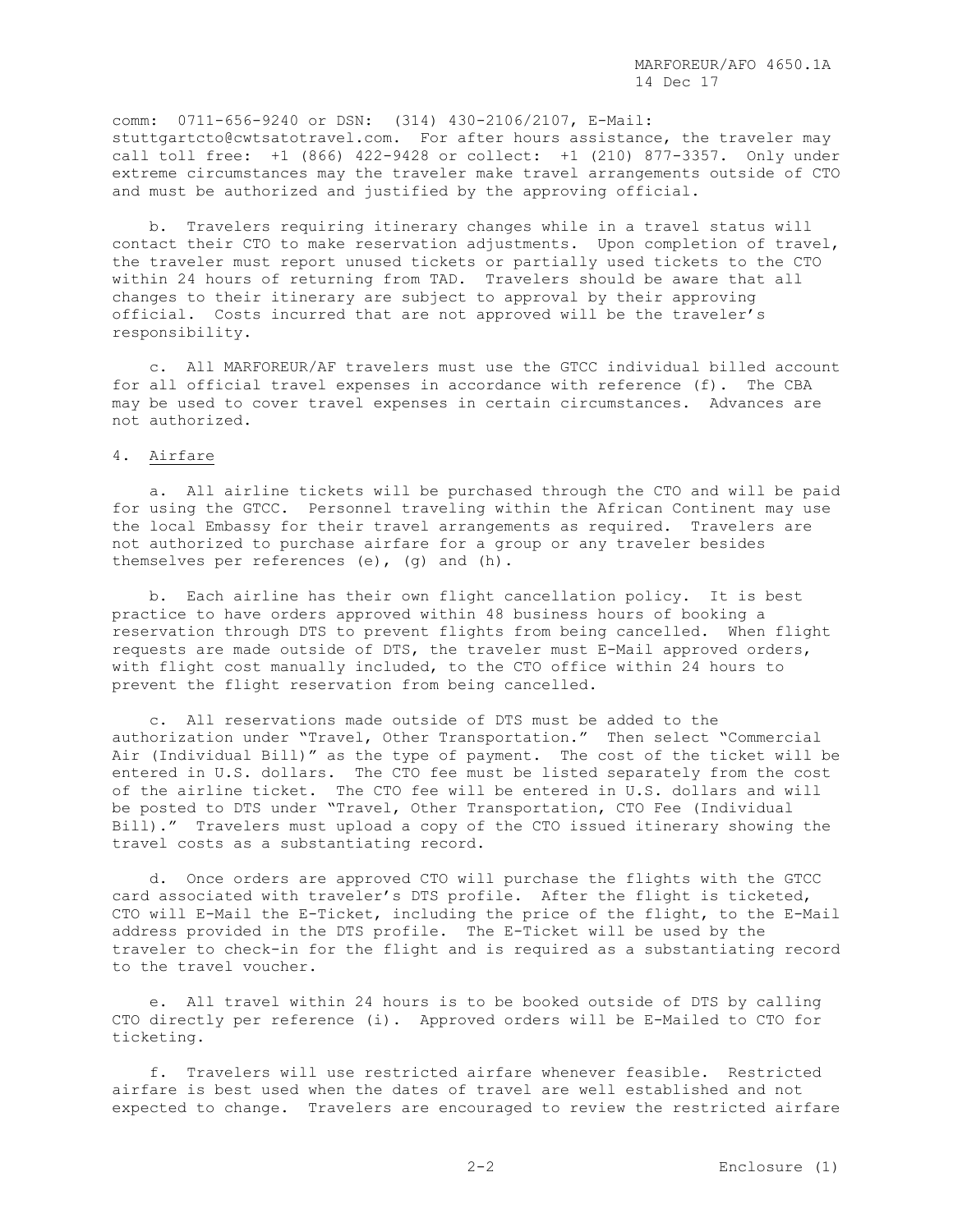comm: 0711-656-9240 or DSN: (314) 430-2106/2107, E-Mail: stuttgartcto@cwtsatotravel.com. For after hours assistance, the traveler may call toll free: +1 (866) 422-9428 or collect: +1 (210) 877-3357. Only under extreme circumstances may the traveler make travel arrangements outside of CTO and must be authorized and justified by the approving official.

b. Travelers requiring itinerary changes while in a travel status will contact their CTO to make reservation adjustments. Upon completion of travel, the traveler must report unused tickets or partially used tickets to the CTO within 24 hours of returning from TAD. Travelers should be aware that all changes to their itinerary are subject to approval by their approving official. Costs incurred that are not approved will be the traveler's responsibility.

c. All MARFOREUR/AF travelers must use the GTCC individual billed account for all official travel expenses in accordance with reference (f). The CBA may be used to cover travel expenses in certain circumstances. Advances are not authorized.

4. Airfare

a. All airline tickets will be purchased through the CTO and will be paid for using the GTCC. Personnel traveling within the African Continent may use the local Embassy for their travel arrangements as required. Travelers are not authorized to purchase airfare for a group or any traveler besides themselves per references (e), (g) and (h).

b. Each airline has their own flight cancellation policy. It is best practice to have orders approved within 48 business hours of booking a reservation through DTS to prevent flights from being cancelled. When flight requests are made outside of DTS, the traveler must E-Mail approved orders, with flight cost manually included, to the CTO office within 24 hours to prevent the flight reservation from being cancelled.

c. All reservations made outside of DTS must be added to the authorization under "Travel, Other Transportation." Then select "Commercial Air (Individual Bill)" as the type of payment. The cost of the ticket will be entered in U.S. dollars. The CTO fee must be listed separately from the cost of the airline ticket. The CTO fee will be entered in U.S. dollars and will be posted to DTS under "Travel, Other Transportation, CTO Fee (Individual Bill)." Travelers must upload a copy of the CTO issued itinerary showing the travel costs as a substantiating record.

d. Once orders are approved CTO will purchase the flights with the GTCC card associated with traveler's DTS profile. After the flight is ticketed, CTO will E-Mail the E-Ticket, including the price of the flight, to the E-Mail address provided in the DTS profile. The E-Ticket will be used by the traveler to check-in for the flight and is required as a substantiating record to the travel voucher.

e. All travel within 24 hours is to be booked outside of DTS by calling CTO directly per reference (i). Approved orders will be E-Mailed to CTO for ticketing.

f. Travelers will use restricted airfare whenever feasible. Restricted airfare is best used when the dates of travel are well established and not expected to change. Travelers are encouraged to review the restricted airfare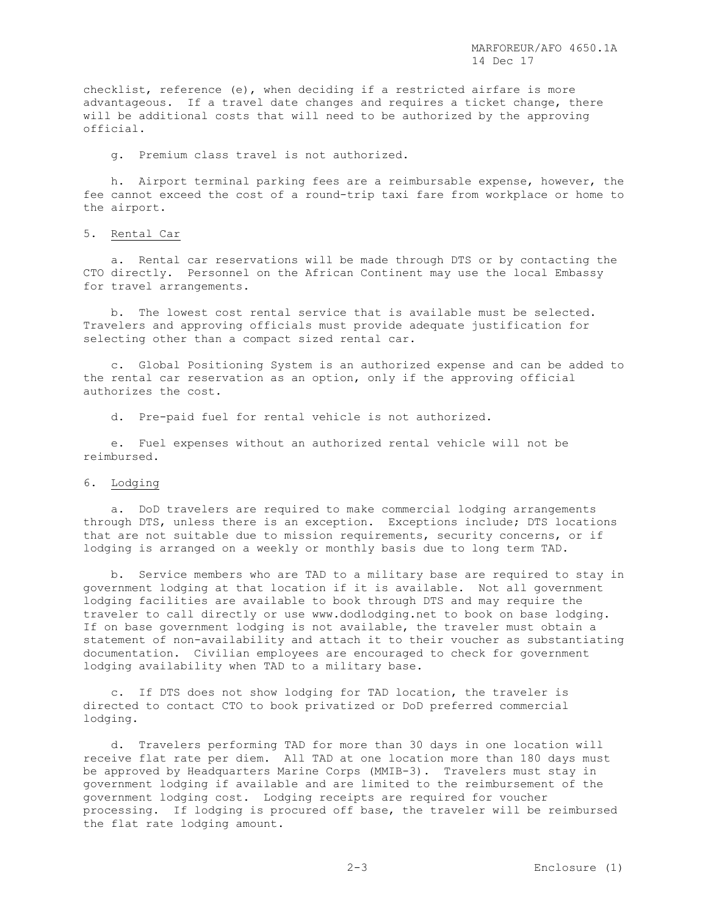checklist, reference (e), when deciding if a restricted airfare is more advantageous. If a travel date changes and requires a ticket change, there will be additional costs that will need to be authorized by the approving official.

g. Premium class travel is not authorized.

h. Airport terminal parking fees are a reimbursable expense, however, the fee cannot exceed the cost of a round-trip taxi fare from workplace or home to the airport.

5. <u>Rental Car</u>

a. Rental car reservations will be made through DTS or by contacting the CTO directly. Personnel on the African Continent may use the local Embassy for travel arrangements.

b. The lowest cost rental service that is available must be selected. Travelers and approving officials must provide adequate justification for selecting other than a compact sized rental car.

c. Global Positioning System is an authorized expense and can be added to the rental car reservation as an option, only if the approving official authorizes the cost.

d. Pre-paid fuel for rental vehicle is not authorized.

e. Fuel expenses without an authorized rental vehicle will not be reimbursed.

6. <u>Lodging</u>

a. DoD travelers are required to make commercial lodging arrangements through DTS, unless there is an exception. Exceptions include; DTS locations that are not suitable due to mission requirements, security concerns, or if lodging is arranged on a weekly or monthly basis due to long term TAD.

b. Service members who are TAD to a military base are required to stay in government lodging at that location if it is available. Not all government lodging facilities are available to book through DTS and may require the traveler to call directly or use www.dodlodging.net to book on base lodging. If on base government lodging is not available, the traveler must obtain a statement of non-availability and attach it to their voucher as substantiating documentation. Civilian employees are encouraged to check for government lodging availability when TAD to a military base.

c. If DTS does not show lodging for TAD location, the traveler is directed to contact CTO to book privatized or DoD preferred commercial lodging.

d. Travelers performing TAD for more than 30 days in one location will receive flat rate per diem. All TAD at one location more than 180 days must be approved by Headquarters Marine Corps (MMIB-3). Travelers must stay in government lodging if available and are limited to the reimbursement of the government lodging cost. Lodging receipts are required for voucher processing. If lodging is procured off base, the traveler will be reimbursed the flat rate lodging amount.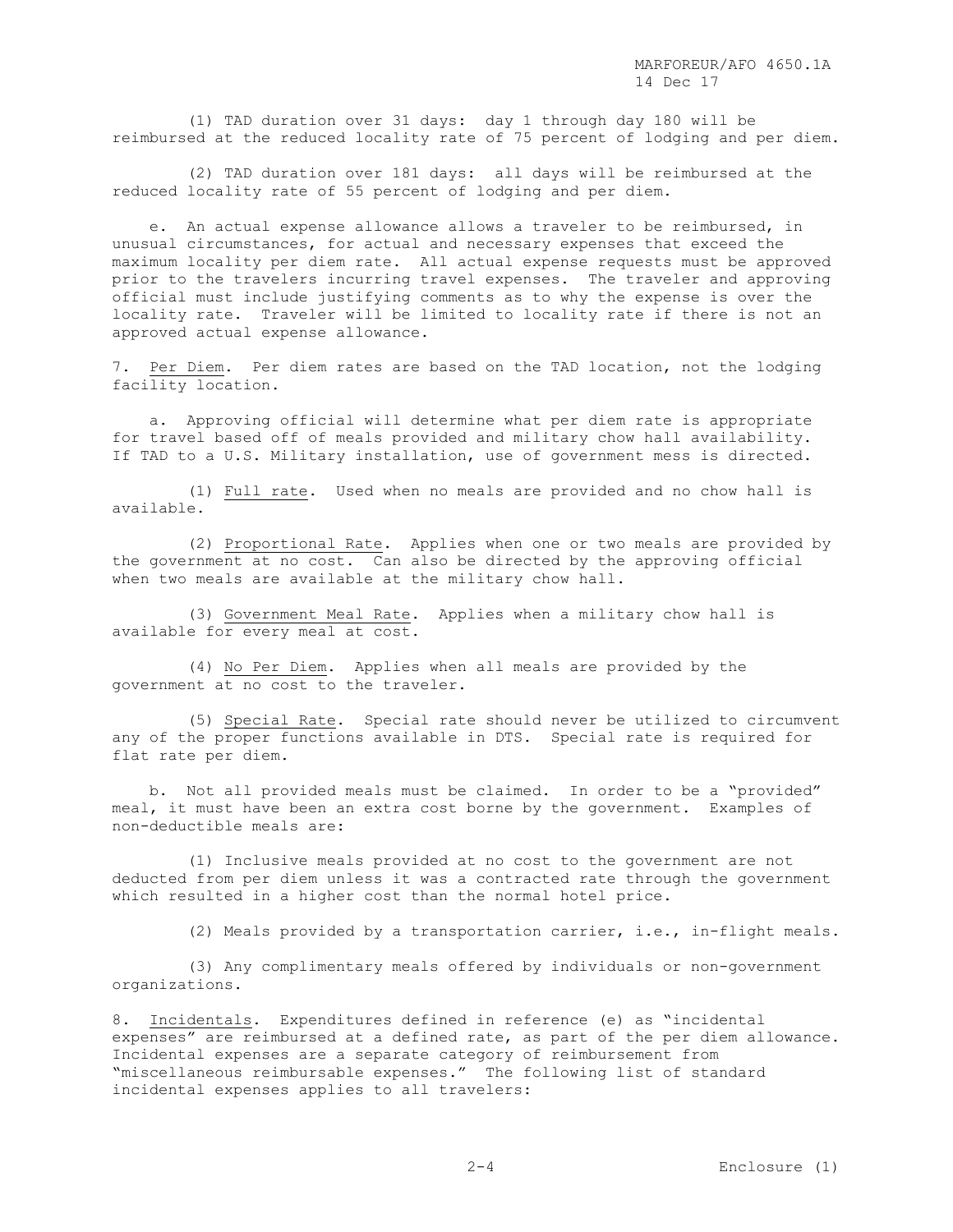(1) TAD duration over 31 days: day 1 through day 180 will be reimbursed at the reduced locality rate of 75 percent of lodging and per diem.

(2) TAD duration over 181 days: all days will be reimbursed at the reduced locality rate of 55 percent of lodging and per diem.

e. An actual expense allowance allows a traveler to be reimbursed, in unusual circumstances, for actual and necessary expenses that exceed the maximum locality per diem rate. All actual expense requests must be approved prior to the travelers incurring travel expenses. The traveler and approving official must include justifying comments as to why the expense is over the locality rate. Traveler will be limited to locality rate if there is not an approved actual expense allowance.

7. Per Diem. Per diem rates are based on the TAD location, not the lodging facility location.

a. Approving official will determine what per diem rate is appropriate for travel based off of meals provided and military chow hall availability. If TAD to a U.S. Military installation, use of government mess is directed.

(1) Full rate. Used when no meals are provided and no chow hall is available.

(2) Proportional Rate. Applies when one or two meals are provided by the government at no cost. Can also be directed by the approving official when two meals are available at the military chow hall.

(3) Government Meal Rate. Applies when a military chow hall is available for every meal at cost.

(4) No Per Diem. Applies when all meals are provided by the government at no cost to the traveler.

(5) Special Rate. Special rate should never be utilized to circumvent any of the proper functions available in DTS. Special rate is required for flat rate per diem.

b. Not all provided meals must be claimed. In order to be a "provided" meal, it must have been an extra cost borne by the government. Examples of non-deductible meals are:

(1) Inclusive meals provided at no cost to the government are not deducted from per diem unless it was a contracted rate through the government which resulted in a higher cost than the normal hotel price.

(2) Meals provided by a transportation carrier, i.e., in-flight meals.

(3) Any complimentary meals offered by individuals or non-government organizations.

8. Incidentals. Expenditures defined in reference (e) as "incidental expenses" are reimbursed at a defined rate, as part of the per diem allowance. Incidental expenses are a separate category of reimbursement from "miscellaneous reimbursable expenses." The following list of standard incidental expenses applies to all travelers: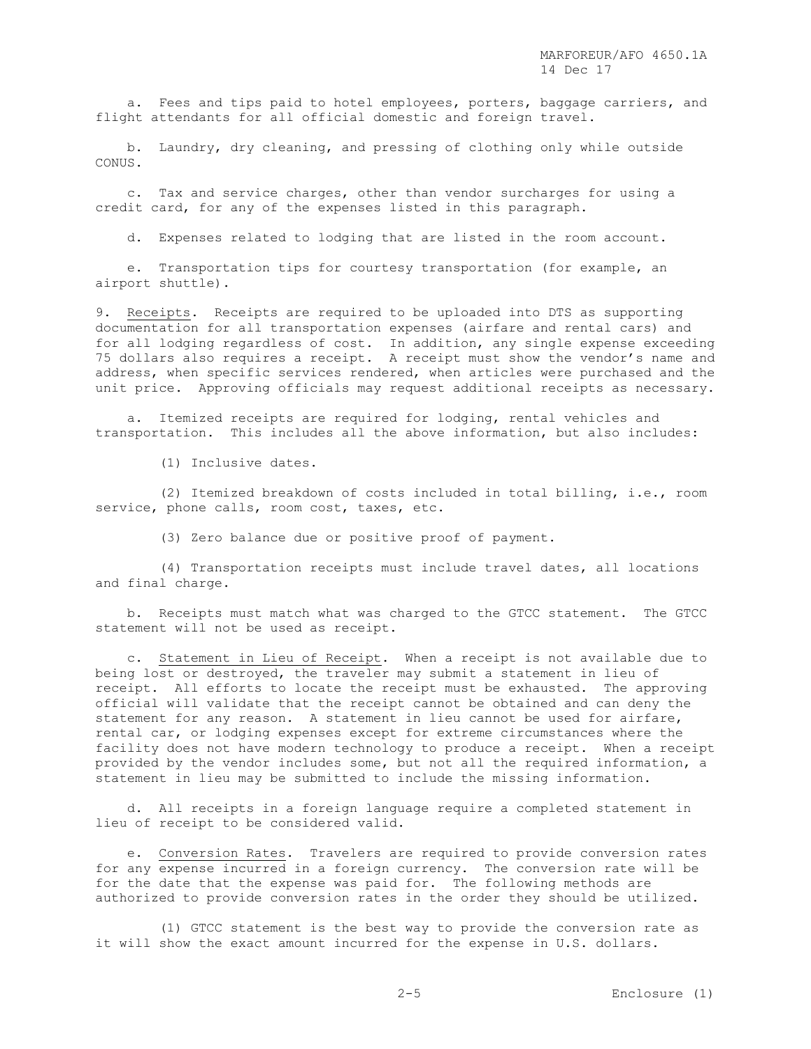a. Fees and tips paid to hotel employees, porters, baggage carriers, and flight attendants for all official domestic and foreign travel.

b. Laundry, dry cleaning, and pressing of clothing only while outside CONUS.

c. Tax and service charges, other than vendor surcharges for using a credit card, for any of the expenses listed in this paragraph.

d. Expenses related to lodging that are listed in the room account.

e. Transportation tips for courtesy transportation (for example, an airport shuttle).

9. Receipts. Receipts are required to be uploaded into DTS as supporting documentation for all transportation expenses (airfare and rental cars) and for all lodging regardless of cost. In addition, any single expense exceeding 75 dollars also requires a receipt. A receipt must show the vendor's name and address, when specific services rendered, when articles were purchased and the unit price. Approving officials may request additional receipts as necessary.

a. Itemized receipts are required for lodging, rental vehicles and transportation. This includes all the above information, but also includes:

(1) Inclusive dates.

(2) Itemized breakdown of costs included in total billing, i.e., room service, phone calls, room cost, taxes, etc.

(3) Zero balance due or positive proof of payment.

(4) Transportation receipts must include travel dates, all locations and final charge.

b. Receipts must match what was charged to the GTCC statement. The GTCC statement will not be used as receipt.

c. Statement in Lieu of Receipt. When a receipt is not available due to being lost or destroyed, the traveler may submit a statement in lieu of receipt. All efforts to locate the receipt must be exhausted. The approving official will validate that the receipt cannot be obtained and can deny the statement for any reason. A statement in lieu cannot be used for airfare, rental car, or lodging expenses except for extreme circumstances where the facility does not have modern technology to produce a receipt. When a receipt provided by the vendor includes some, but not all the required information, a statement in lieu may be submitted to include the missing information.

d. All receipts in a foreign language require a completed statement in lieu of receipt to be considered valid.

e. Conversion Rates. Travelers are required to provide conversion rates for any expense incurred in a foreign currency. The conversion rate will be for the date that the expense was paid for. The following methods are authorized to provide conversion rates in the order they should be utilized.

(1) GTCC statement is the best way to provide the conversion rate as it will show the exact amount incurred for the expense in U.S. dollars.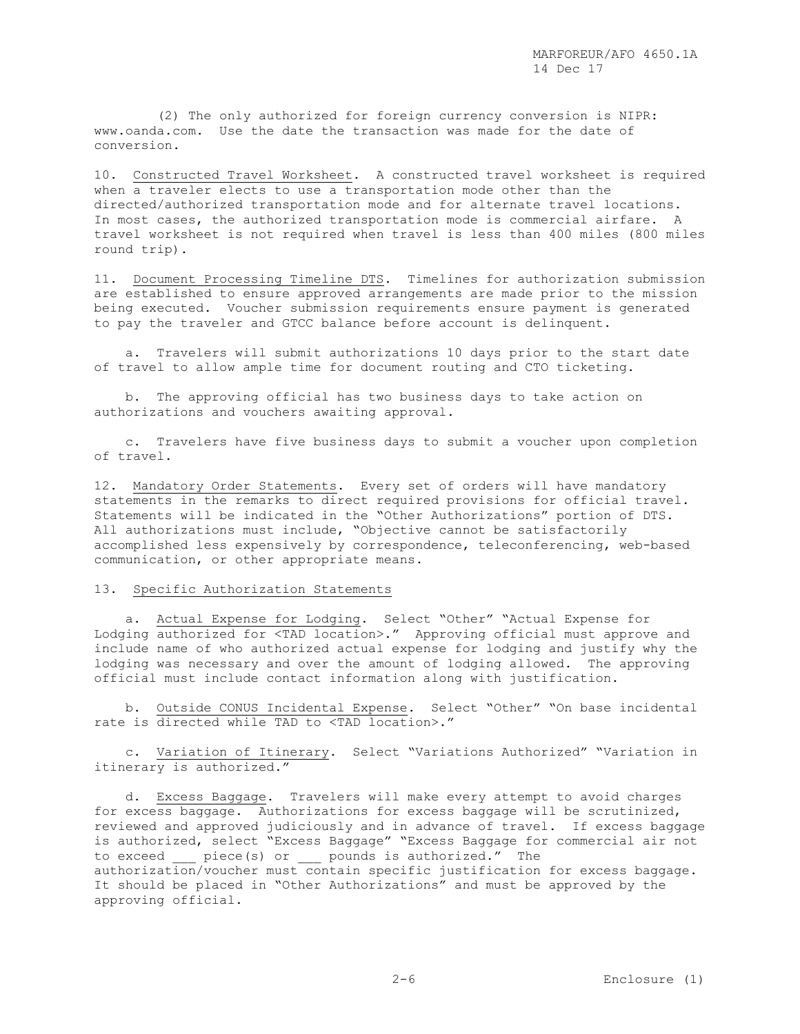(2) The only authorized for foreign currency conversion is NIPR: www.oanda.com. Use the date the transaction was made for the date of conversion.

10. Constructed Travel Worksheet. A constructed travel worksheet is required when a traveler elects to use a transportation mode other than the directed/authorized transportation mode and for alternate travel locations. In most cases, the authorized transportation mode is commercial airfare. A travel worksheet is not required when travel is less than 400 miles (800 miles round trip).

11. Document Processing Timeline DTS. Timelines for authorization submission are established to ensure approved arrangements are made prior to the mission being executed. Voucher submission requirements ensure payment is generated to pay the traveler and GTCC balance before account is delinquent.

a. Travelers will submit authorizations 10 days prior to the start date of travel to allow ample time for document routing and CTO ticketing.

b. The approving official has two business days to take action on authorizations and vouchers awaiting approval.

c. Travelers have five business days to submit a voucher upon completion of travel.

12. Mandatory Order Statements. Every set of orders will have mandatory statements in the remarks to direct required provisions for official travel. Statements will be indicated in the "Other Authorizations" portion of DTS. All authorizations must include, "Objective cannot be satisfactorily accomplished less expensively by correspondence, teleconferencing, web-based communication, or other appropriate means.

13. Specific Authorization Statements

a. Actual Expense for Lodging. Select "Other" "Actual Expense for Lodging authorized for <TAD location>." Approving official must approve and include name of who authorized actual expense for lodging and justify why the lodging was necessary and over the amount of lodging allowed. The approving official must include contact information along with justification.

b. Outside CONUS Incidental Expense. Select "Other" "On base incidental rate is directed while TAD to <TAD location>."

c. Variation of Itinerary. Select "Variations Authorized" "Variation in itinerary is authorized."

d. Excess Baggage. Travelers will make every attempt to avoid charges for excess baggage. Authorizations for excess baggage will be scrutinized, reviewed and approved judiciously and in advance of travel. If excess baggage is authorized, select "Excess Baggage" "Excess Baggage for commercial air not to exceed ___ piece(s) or ___ pounds is authorized." The authorization/voucher must contain specific justification for excess baggage. It should be placed in "Other Authorizations" and must be approved by the approving official.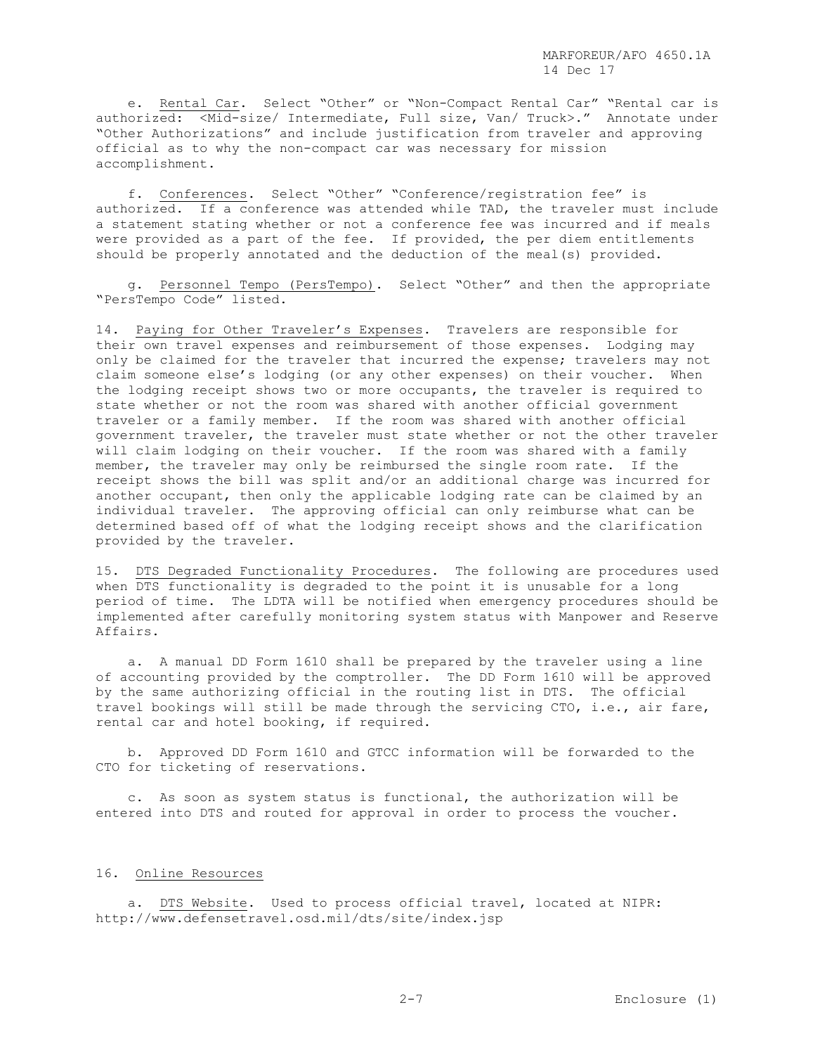e. Rental Car. Select "Other" or "Non-Compact Rental Car" "Rental car is authorized: <Mid-size/ Intermediate, Full size, Van/ Truck>." Annotate under "Other Authorizations" and include justification from traveler and approving official as to why the non-compact car was necessary for mission accomplishment.

f. Conferences. Select "Other" "Conference/registration fee" is authorized. If a conference was attended while TAD, the traveler must include a statement stating whether or not a conference fee was incurred and if meals were provided as a part of the fee. If provided, the per diem entitlements should be properly annotated and the deduction of the meal(s) provided.

g. Personnel Tempo (PersTempo). Select "Other" and then the appropriate "PersTempo Code" listed.

14. Paying for Other Traveler's Expenses. Travelers are responsible for their own travel expenses and reimbursement of those expenses. Lodging may only be claimed for the traveler that incurred the expense; travelers may not claim someone else's lodging (or any other expenses) on their voucher. When the lodging receipt shows two or more occupants, the traveler is required to state whether or not the room was shared with another official government traveler or a family member. If the room was shared with another official government traveler, the traveler must state whether or not the other traveler will claim lodging on their voucher. If the room was shared with a family member, the traveler may only be reimbursed the single room rate. If the receipt shows the bill was split and/or an additional charge was incurred for another occupant, then only the applicable lodging rate can be claimed by an individual traveler. The approving official can only reimburse what can be determined based off of what the lodging receipt shows and the clarification provided by the traveler.

15. DTS Degraded Functionality Procedures. The following are procedures used when DTS functionality is degraded to the point it is unusable for a long period of time. The LDTA will be notified when emergency procedures should be implemented after carefully monitoring system status with Manpower and Reserve Affairs.

a. A manual DD Form 1610 shall be prepared by the traveler using a line of accounting provided by the comptroller. The DD Form 1610 will be approved by the same authorizing official in the routing list in DTS. The official travel bookings will still be made through the servicing CTO, i.e., air fare, rental car and hotel booking, if required.

b. Approved DD Form 1610 and GTCC information will be forwarded to the CTO for ticketing of reservations.

c. As soon as system status is functional, the authorization will be entered into DTS and routed for approval in order to process the voucher.

16. Online Resources

a. DTS Website. Used to process official travel, located at NIPR: http://www.defensetravel.osd.mil/dts/site/index.jsp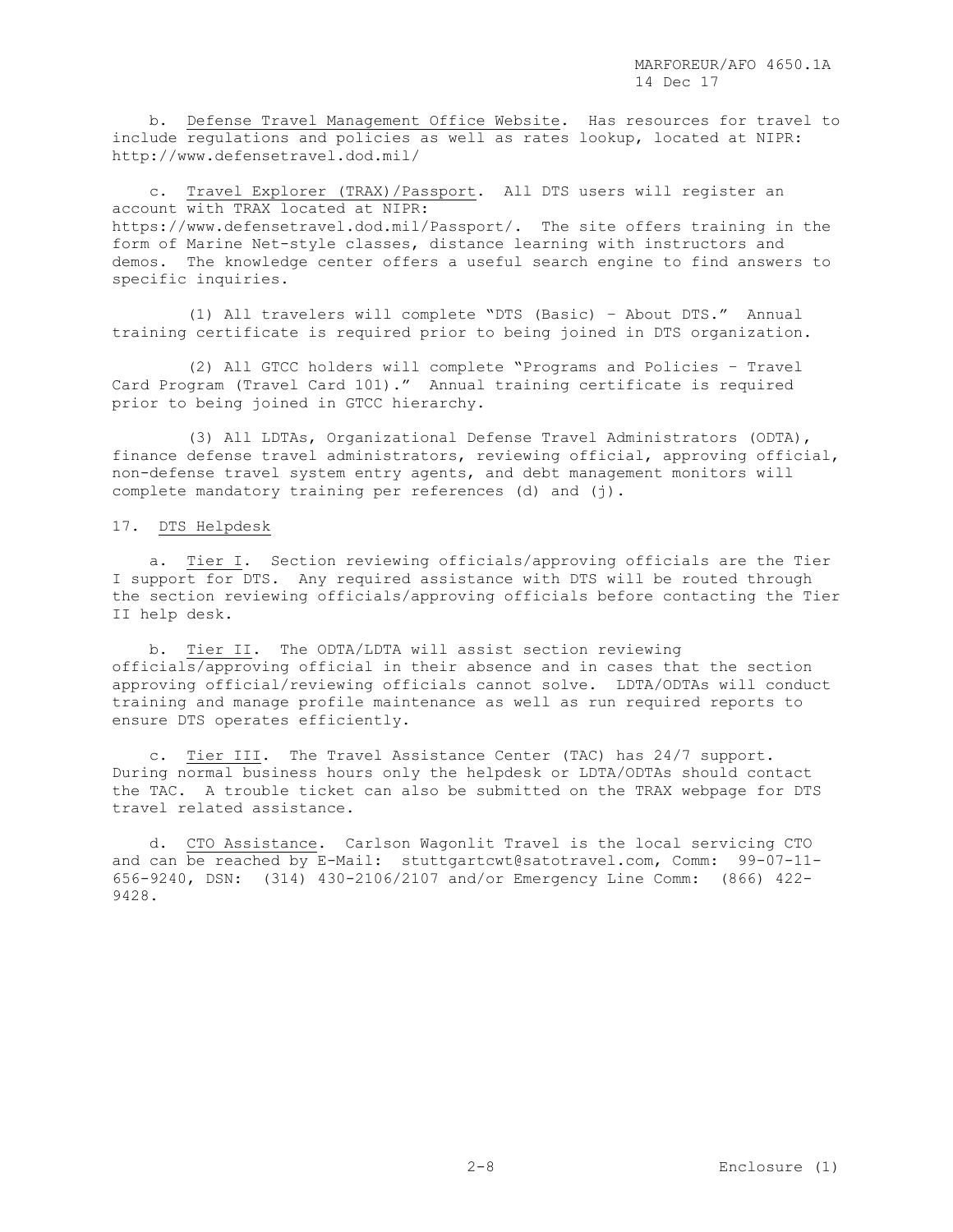b. Defense Travel Management Office Website. Has resources for travel to include regulations and policies as well as rates lookup, located at NIPR: http://www.defensetravel.dod.mil/

c. Travel Explorer (TRAX)/Passport. All DTS users will register an account with TRAX located at NIPR: https://www.defensetravel.dod.mil/Passport/. The site offers training in the form of Marine Net-style classes, distance learning with instructors and demos. The knowledge center offers a useful search engine to find answers to specific inquiries.

(1) All travelers will complete "DTS (Basic) – About DTS." Annual training certificate is required prior to being joined in DTS organization.

(2) All GTCC holders will complete "Programs and Policies – Travel Card Program (Travel Card 101)." Annual training certificate is required prior to being joined in GTCC hierarchy.

(3) All LDTAs, Organizational Defense Travel Administrators (ODTA), finance defense travel administrators, reviewing official, approving official, non-defense travel system entry agents, and debt management monitors will complete mandatory training per references (d) and (j).

17. DTS Helpdesk

a. Tier I. Section reviewing officials/approving officials are the Tier I support for DTS. Any required assistance with DTS will be routed through the section reviewing officials/approving officials before contacting the Tier II help desk.

b. Tier II. The ODTA/LDTA will assist section reviewing officials/approving official in their absence and in cases that the section approving official/reviewing officials cannot solve. LDTA/ODTAs will conduct training and manage profile maintenance as well as run required reports to ensure DTS operates efficiently.

c. Tier III. The Travel Assistance Center (TAC) has 24/7 support. During normal business hours only the helpdesk or LDTA/ODTAs should contact the TAC. A trouble ticket can also be submitted on the TRAX webpage for DTS travel related assistance.

d. CTO Assistance. Carlson Wagonlit Travel is the local servicing CTO and can be reached by E-Mail: stuttgartcwt@satotravel.com, Comm: 99-07-11-656-9240, DSN: (314) 430-2106/2107 and/or Emergency Line Comm: (866) 422-9428.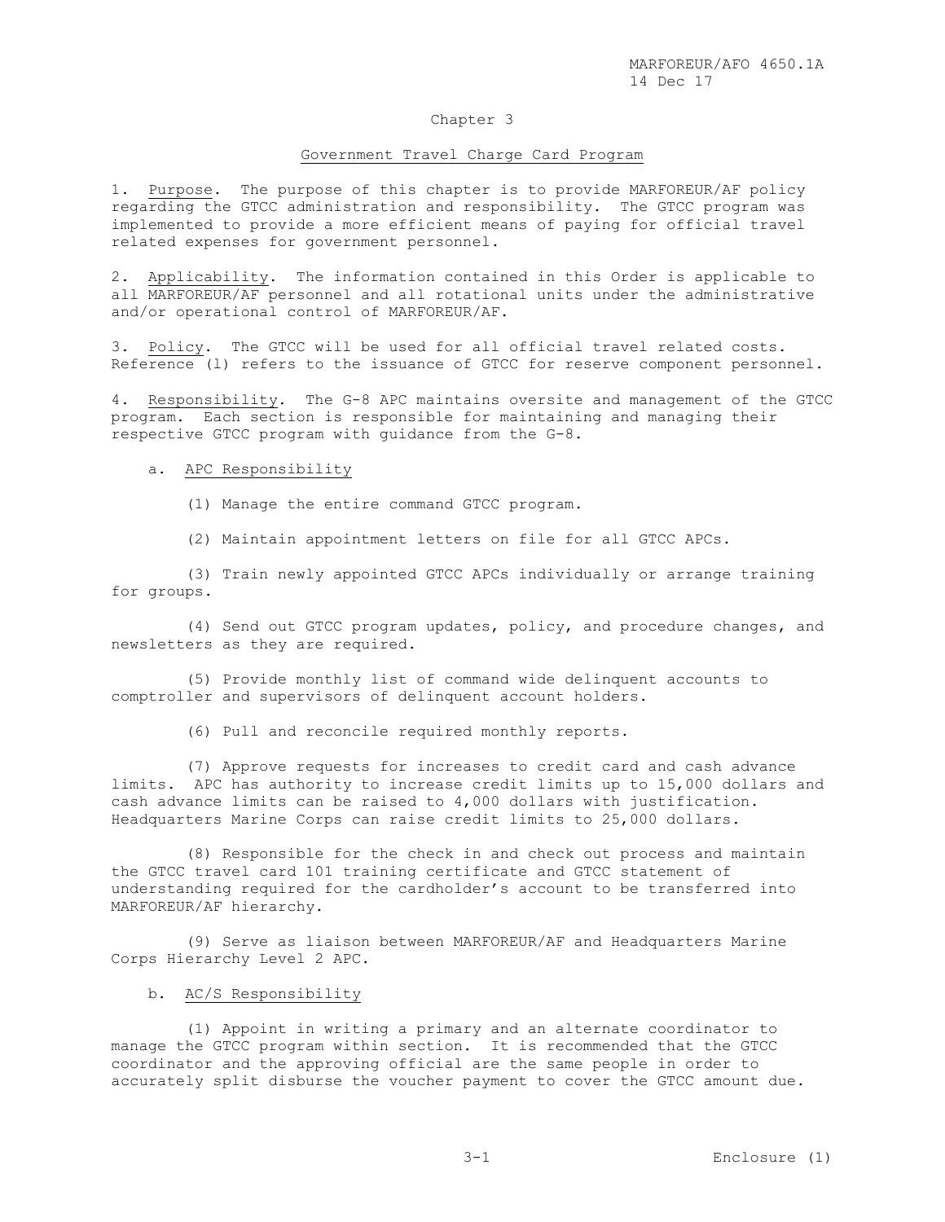## Chapter 3

### Government Travel Charge Card Program

1. Purpose. The purpose of this chapter is to provide MARFOREUR/AF policy regarding the GTCC administration and responsibility. The GTCC program was implemented to provide a more efficient means of paying for official travel related expenses for government personnel.

2. Applicability. The information contained in this Order is applicable to all MARFOREUR/AF personnel and all rotational units under the administrative and/or operational control of MARFOREUR/AF.

3. Policy. The GTCC will be used for all official travel related costs. Reference (l) refers to the issuance of GTCC for reserve component personnel.

4. Responsibility. The G-8 APC maintains oversite and management of the GTCC program. Each section is responsible for maintaining and managing their respective GTCC program with guidance from the G-8.

a. APC Responsibility

(1) Manage the entire command GTCC program.

(2) Maintain appointment letters on file for all GTCC APCs.

(3) Train newly appointed GTCC APCs individually or arrange training for groups.

(4) Send out GTCC program updates, policy, and procedure changes, and newsletters as they are required.

(5) Provide monthly list of command wide delinquent accounts to comptroller and supervisors of delinquent account holders.

(6) Pull and reconcile required monthly reports.

(7) Approve requests for increases to credit card and cash advance limits. APC has authority to increase credit limits up to 15,000 dollars and cash advance limits can be raised to 4,000 dollars with justification. Headquarters Marine Corps can raise credit limits to 25,000 dollars.

(8) Responsible for the check in and check out process and maintain the GTCC travel card 101 training certificate and GTCC statement of understanding required for the cardholder's account to be transferred into MARFOREUR/AF hierarchy.

(9) Serve as liaison between MARFOREUR/AF and Headquarters Marine Corps Hierarchy Level 2 APC.

b. AC/S Responsibility

(1) Appoint in writing a primary and an alternate coordinator to manage the GTCC program within section. It is recommended that the GTCC coordinator and the approving official are the same people in order to accurately split disburse the voucher payment to cover the GTCC amount due.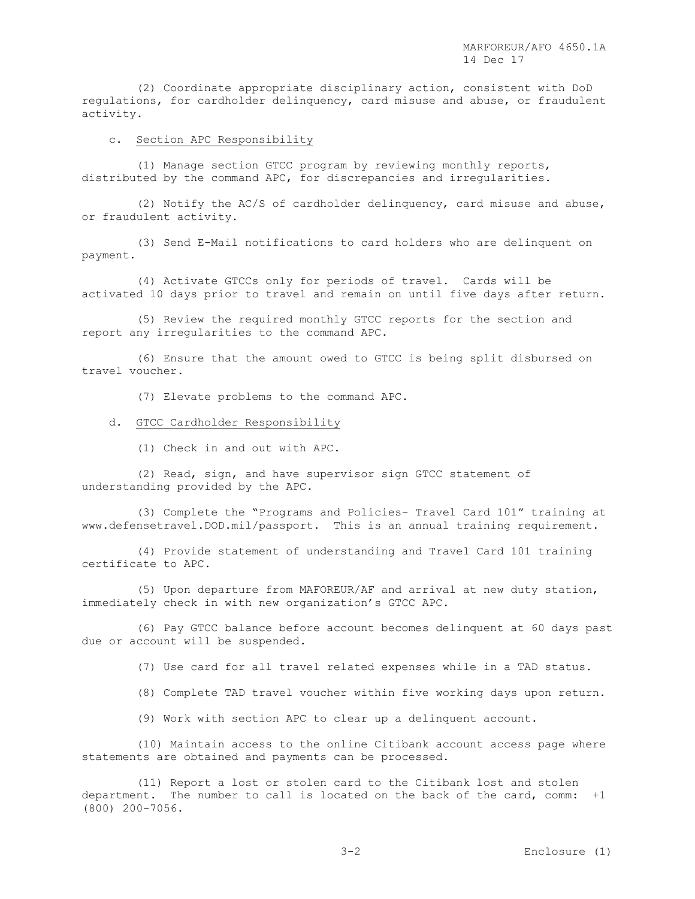(2) Coordinate appropriate disciplinary action, consistent with DoD regulations, for cardholder delinquency, card misuse and abuse, or fraudulent activity.

c. Section APC Responsibility

(1) Manage section GTCC program by reviewing monthly reports, distributed by the command APC, for discrepancies and irregularities.

(2) Notify the AC/S of cardholder delinquency, card misuse and abuse, or fraudulent activity.

(3) Send E-Mail notifications to card holders who are delinquent on payment.

(4) Activate GTCCs only for periods of travel. Cards will be activated 10 days prior to travel and remain on until five days after return.

(5) Review the required monthly GTCC reports for the section and report any irregularities to the command APC.

(6) Ensure that the amount owed to GTCC is being split disbursed on travel voucher.

(7) Elevate problems to the command APC.

d. GTCC Cardholder Responsibility

(1) Check in and out with APC.

(2) Read, sign, and have supervisor sign GTCC statement of understanding provided by the APC.

(3) Complete the "Programs and Policies- Travel Card 101" training at www.defensetravel.DOD.mil/passport. This is an annual training requirement.

(4) Provide statement of understanding and Travel Card 101 training certificate to APC.

(5) Upon departure from MAFOREUR/AF and arrival at new duty station, immediately check in with new organization's GTCC APC.

(6) Pay GTCC balance before account becomes delinquent at 60 days past due or account will be suspended.

(7) Use card for all travel related expenses while in a TAD status.

(8) Complete TAD travel voucher within five working days upon return.

(9) Work with section APC to clear up a delinquent account.

(10) Maintain access to the online Citibank account access page where statements are obtained and payments can be processed.

(11) Report a lost or stolen card to the Citibank lost and stolen department. The number to call is located on the back of the card, comm: +1 (800) 200-7056.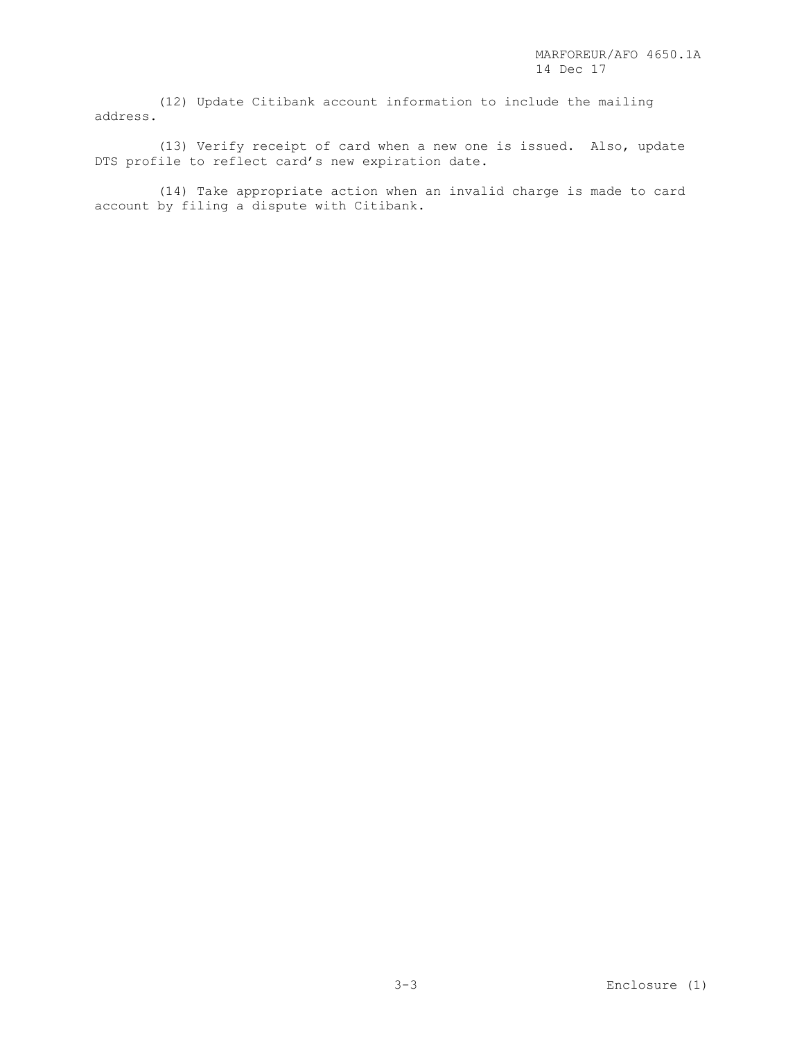(12) Update Citibank account information to include the mailing address.

(13) Verify receipt of card when a new one is issued. Also, update DTS profile to reflect card's new expiration date.

(14) Take appropriate action when an invalid charge is made to card account by filing a dispute with Citibank.